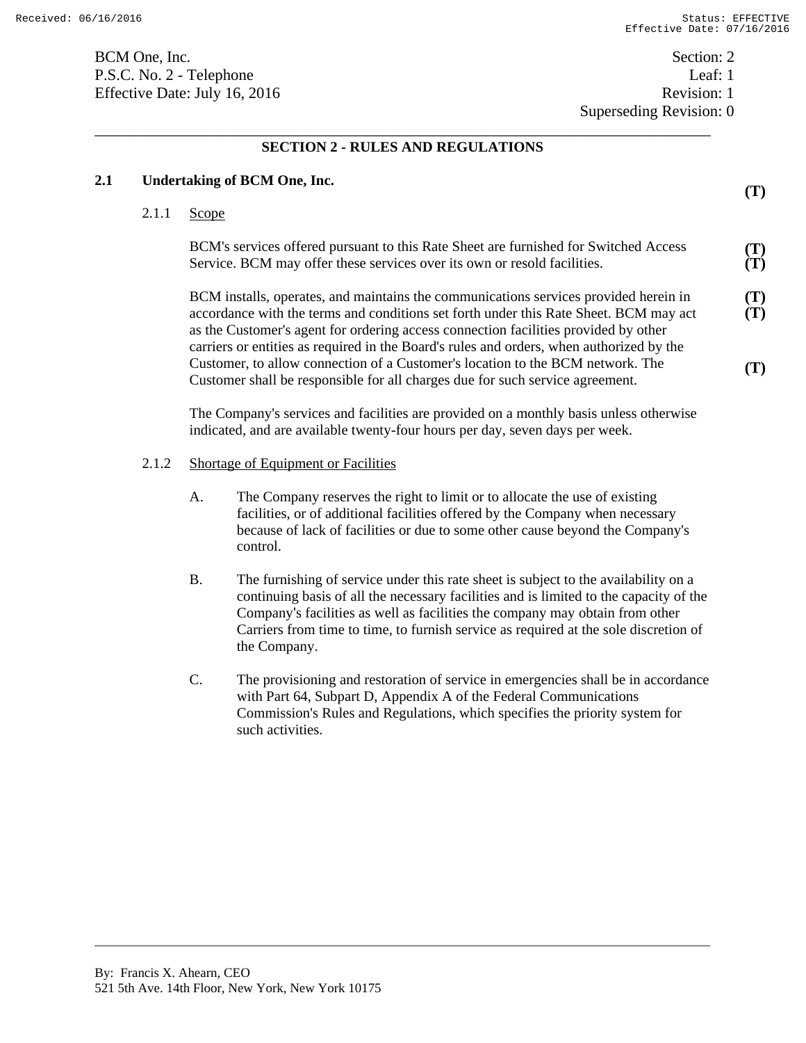BCM One, Inc.
P.S.C. No. 2 - Telephone
Effective Date: July 16, 2016

Section: 2
Leaf: 1
Revision: 1
Superseding Revision: 0

## SECTION 2 - RULES AND REGULATIONS

### 2.1 Undertaking of BCM One, Inc. (T)

#### 2.1.1 Scope

BCM's services offered pursuant to this Rate Sheet are furnished for Switched Access Service. BCM may offer these services over its own or resold facilities. (T) (T)

BCM installs, operates, and maintains the communications services provided herein in accordance with the terms and conditions set forth under this Rate Sheet. BCM may act as the Customer's agent for ordering access connection facilities provided by other carriers or entities as required in the Board's rules and orders, when authorized by the Customer, to allow connection of a Customer's location to the BCM network. The Customer shall be responsible for all charges due for such service agreement. (T) (T) (T)

The Company's services and facilities are provided on a monthly basis unless otherwise indicated, and are available twenty-four hours per day, seven days per week.

#### 2.1.2 Shortage of Equipment or Facilities

A. The Company reserves the right to limit or to allocate the use of existing facilities, or of additional facilities offered by the Company when necessary because of lack of facilities or due to some other cause beyond the Company's control.

B. The furnishing of service under this rate sheet is subject to the availability on a continuing basis of all the necessary facilities and is limited to the capacity of the Company's facilities as well as facilities the company may obtain from other Carriers from time to time, to furnish service as required at the sole discretion of the Company.

C. The provisioning and restoration of service in emergencies shall be in accordance with Part 64, Subpart D, Appendix A of the Federal Communications Commission's Rules and Regulations, which specifies the priority system for such activities.

By: Francis X. Ahearn, CEO
521 5th Ave. 14th Floor, New York, New York 10175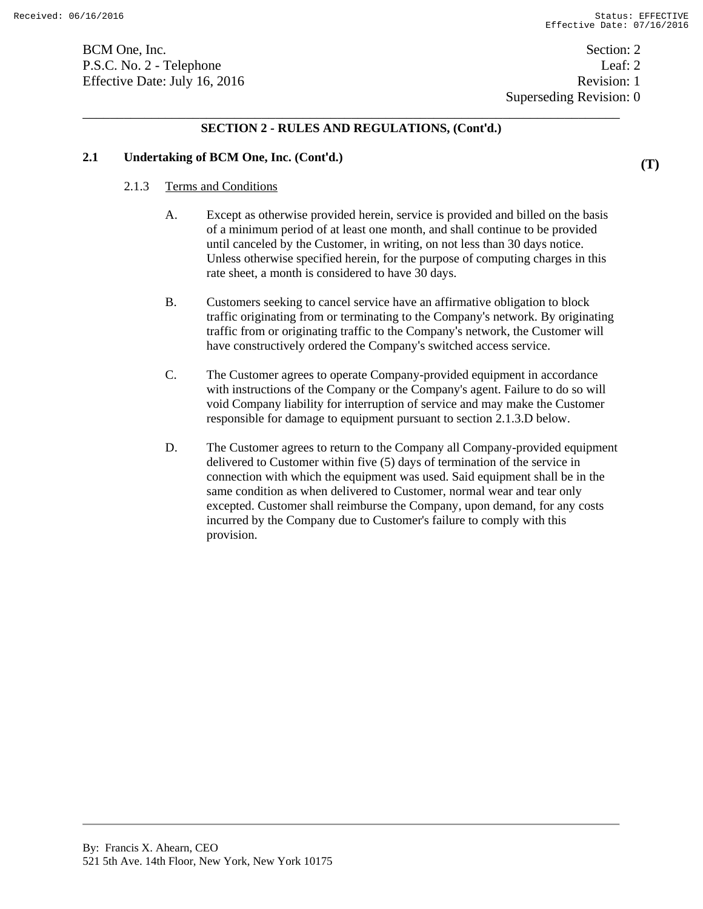## SECTION 2 - RULES AND REGULATIONS, (Cont'd.)

### 2.1 Undertaking of BCM One, Inc. (Cont'd.) (T)

#### 2.1.3 Terms and Conditions

A. Except as otherwise provided herein, service is provided and billed on the basis of a minimum period of at least one month, and shall continue to be provided until canceled by the Customer, in writing, on not less than 30 days notice. Unless otherwise specified herein, for the purpose of computing charges in this rate sheet, a month is considered to have 30 days.

B. Customers seeking to cancel service have an affirmative obligation to block traffic originating from or terminating to the Company's network. By originating traffic from or originating traffic to the Company's network, the Customer will have constructively ordered the Company's switched access service.

C. The Customer agrees to operate Company-provided equipment in accordance with instructions of the Company or the Company's agent. Failure to do so will void Company liability for interruption of service and may make the Customer responsible for damage to equipment pursuant to section 2.1.3.D below.

D. The Customer agrees to return to the Company all Company-provided equipment delivered to Customer within five (5) days of termination of the service in connection with which the equipment was used. Said equipment shall be in the same condition as when delivered to Customer, normal wear and tear only excepted. Customer shall reimburse the Company, upon demand, for any costs incurred by the Company due to Customer's failure to comply with this provision.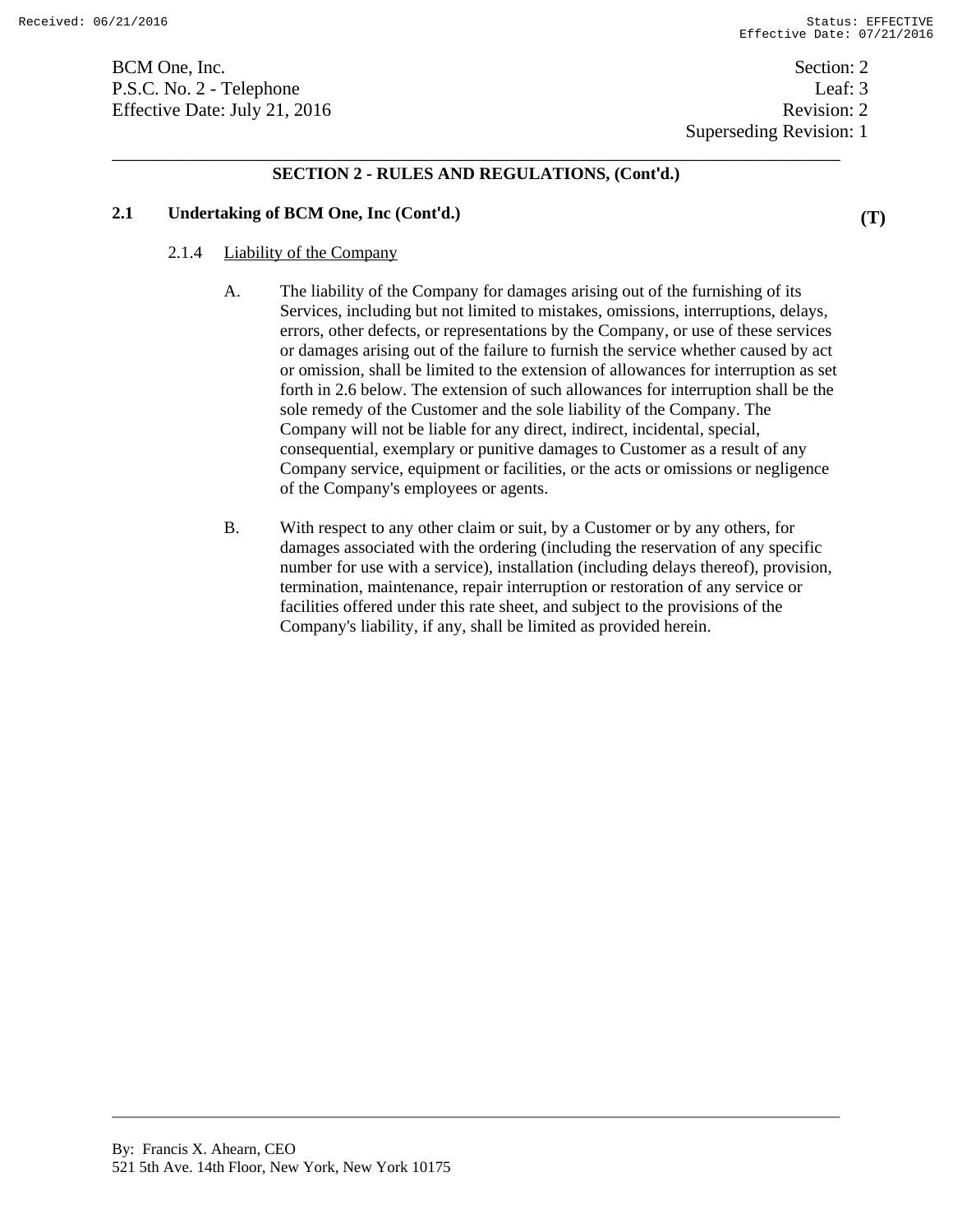## SECTION 2 - RULES AND REGULATIONS, (Cont'd.)

### 2.1 Undertaking of BCM One, Inc (Cont'd.) (T)

2.1.4 <u>Liability of the Company</u>

A. The liability of the Company for damages arising out of the furnishing of its Services, including but not limited to mistakes, omissions, interruptions, delays, errors, other defects, or representations by the Company, or use of these services or damages arising out of the failure to furnish the service whether caused by act or omission, shall be limited to the extension of allowances for interruption as set forth in 2.6 below. The extension of such allowances for interruption shall be the sole remedy of the Customer and the sole liability of the Company. The Company will not be liable for any direct, indirect, incidental, special, consequential, exemplary or punitive damages to Customer as a result of any Company service, equipment or facilities, or the acts or omissions or negligence of the Company's employees or agents.

B. With respect to any other claim or suit, by a Customer or by any others, for damages associated with the ordering (including the reservation of any specific number for use with a service), installation (including delays thereof), provision, termination, maintenance, repair interruption or restoration of any service or facilities offered under this rate sheet, and subject to the provisions of the Company's liability, if any, shall be limited as provided herein.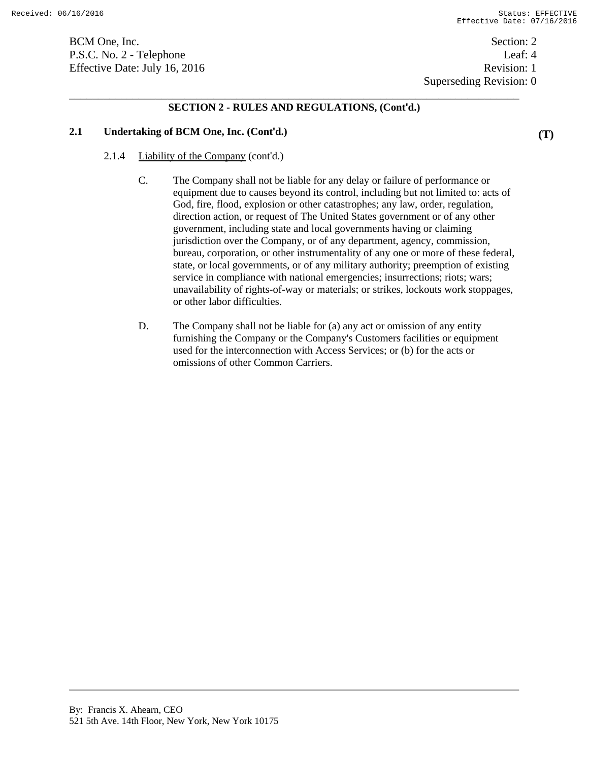BCM One, Inc.
P.S.C. No. 2 - Telephone
Effective Date: July 16, 2016

Section: 2
Leaf: 4
Revision: 1
Superseding Revision: 0

## SECTION 2 - RULES AND REGULATIONS, (Cont'd.)

### 2.1 Undertaking of BCM One, Inc. (Cont'd.) (T)

2.1.4 Liability of the Company (cont'd.)

C. The Company shall not be liable for any delay or failure of performance or equipment due to causes beyond its control, including but not limited to: acts of God, fire, flood, explosion or other catastrophes; any law, order, regulation, direction action, or request of The United States government or of any other government, including state and local governments having or claiming jurisdiction over the Company, or of any department, agency, commission, bureau, corporation, or other instrumentality of any one or more of these federal, state, or local governments, or of any military authority; preemption of existing service in compliance with national emergencies; insurrections; riots; wars; unavailability of rights-of-way or materials; or strikes, lockouts work stoppages, or other labor difficulties.

D. The Company shall not be liable for (a) any act or omission of any entity furnishing the Company or the Company's Customers facilities or equipment used for the interconnection with Access Services; or (b) for the acts or omissions of other Common Carriers.

By: Francis X. Ahearn, CEO
521 5th Ave. 14th Floor, New York, New York 10175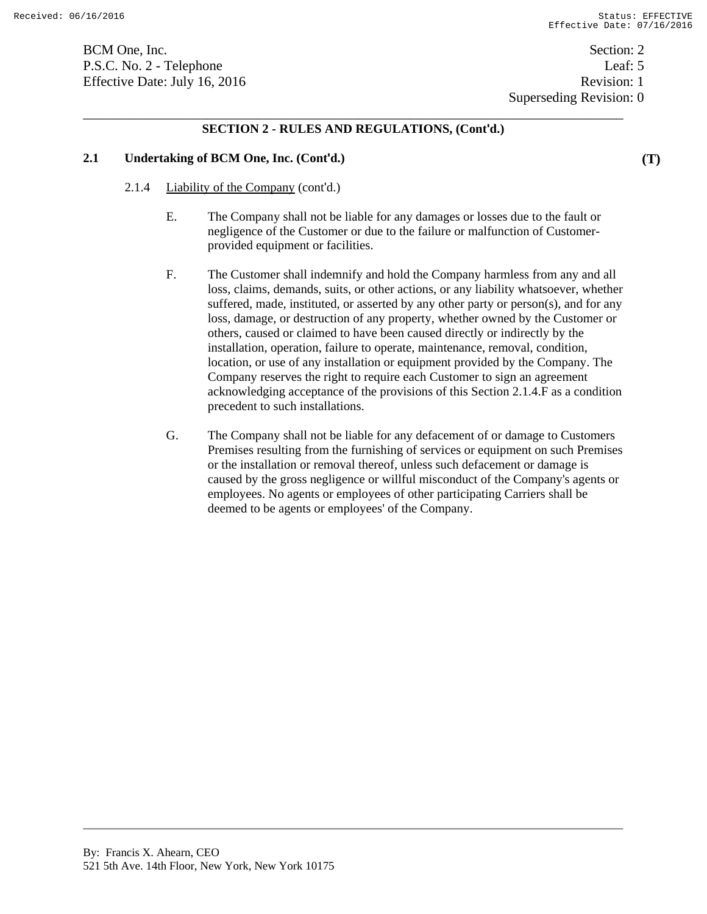## SECTION 2 - RULES AND REGULATIONS, (Cont'd.)

### 2.1 Undertaking of BCM One, Inc. (Cont'd.) (T)

2.1.4 Liability of the Company (cont'd.)

E. The Company shall not be liable for any damages or losses due to the fault or negligence of the Customer or due to the failure or malfunction of Customer-provided equipment or facilities.

F. The Customer shall indemnify and hold the Company harmless from any and all loss, claims, demands, suits, or other actions, or any liability whatsoever, whether suffered, made, instituted, or asserted by any other party or person(s), and for any loss, damage, or destruction of any property, whether owned by the Customer or others, caused or claimed to have been caused directly or indirectly by the installation, operation, failure to operate, maintenance, removal, condition, location, or use of any installation or equipment provided by the Company. The Company reserves the right to require each Customer to sign an agreement acknowledging acceptance of the provisions of this Section 2.1.4.F as a condition precedent to such installations.

G. The Company shall not be liable for any defacement of or damage to Customers Premises resulting from the furnishing of services or equipment on such Premises or the installation or removal thereof, unless such defacement or damage is caused by the gross negligence or willful misconduct of the Company's agents or employees. No agents or employees of other participating Carriers shall be deemed to be agents or employees' of the Company.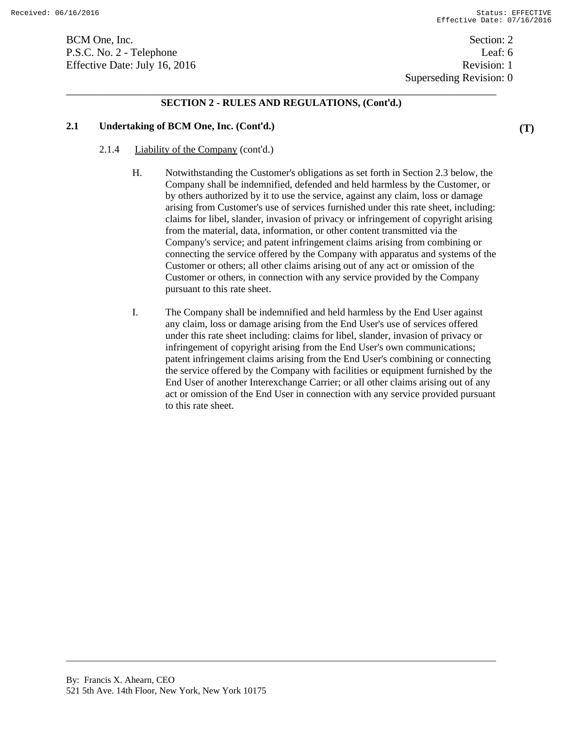BCM One, Inc.
P.S.C. No. 2 - Telephone
Effective Date: July 16, 2016

Section: 2
Leaf: 6
Revision: 1
Superseding Revision: 0

## SECTION 2 - RULES AND REGULATIONS, (Cont'd.)

### 2.1 Undertaking of BCM One, Inc. (Cont'd.) (T)

2.1.4 Liability of the Company (cont'd.)

H. Notwithstanding the Customer's obligations as set forth in Section 2.3 below, the Company shall be indemnified, defended and held harmless by the Customer, or by others authorized by it to use the service, against any claim, loss or damage arising from Customer's use of services furnished under this rate sheet, including: claims for libel, slander, invasion of privacy or infringement of copyright arising from the material, data, information, or other content transmitted via the Company's service; and patent infringement claims arising from combining or connecting the service offered by the Company with apparatus and systems of the Customer or others; all other claims arising out of any act or omission of the Customer or others, in connection with any service provided by the Company pursuant to this rate sheet.

I. The Company shall be indemnified and held harmless by the End User against any claim, loss or damage arising from the End User's use of services offered under this rate sheet including: claims for libel, slander, invasion of privacy or infringement of copyright arising from the End User's own communications; patent infringement claims arising from the End User's combining or connecting the service offered by the Company with facilities or equipment furnished by the End User of another Interexchange Carrier; or all other claims arising out of any act or omission of the End User in connection with any service provided pursuant to this rate sheet.

By: Francis X. Ahearn, CEO
521 5th Ave. 14th Floor, New York, New York 10175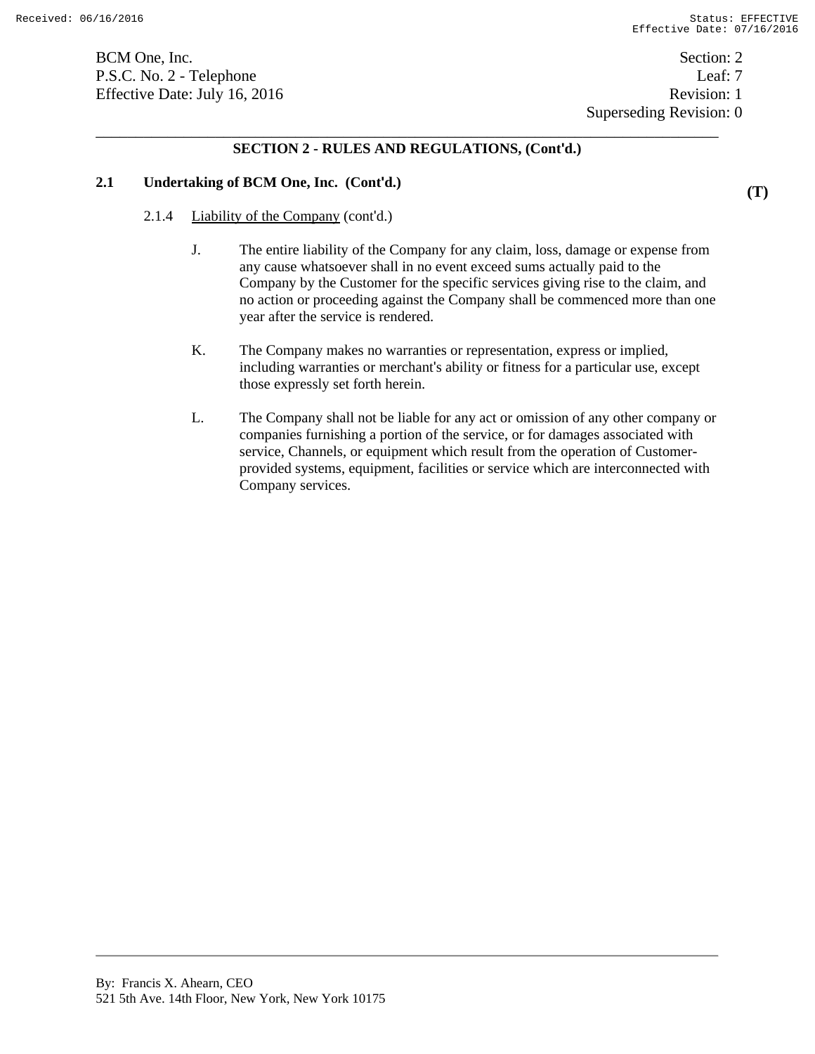## SECTION 2 - RULES AND REGULATIONS, (Cont'd.)

### 2.1 Undertaking of BCM One, Inc. (Cont'd.)

**(T)**

2.1.4 Liability of the Company (cont'd.)

J. The entire liability of the Company for any claim, loss, damage or expense from any cause whatsoever shall in no event exceed sums actually paid to the Company by the Customer for the specific services giving rise to the claim, and no action or proceeding against the Company shall be commenced more than one year after the service is rendered.

K. The Company makes no warranties or representation, express or implied, including warranties or merchant's ability or fitness for a particular use, except those expressly set forth herein.

L. The Company shall not be liable for any act or omission of any other company or companies furnishing a portion of the service, or for damages associated with service, Channels, or equipment which result from the operation of Customer-provided systems, equipment, facilities or service which are interconnected with Company services.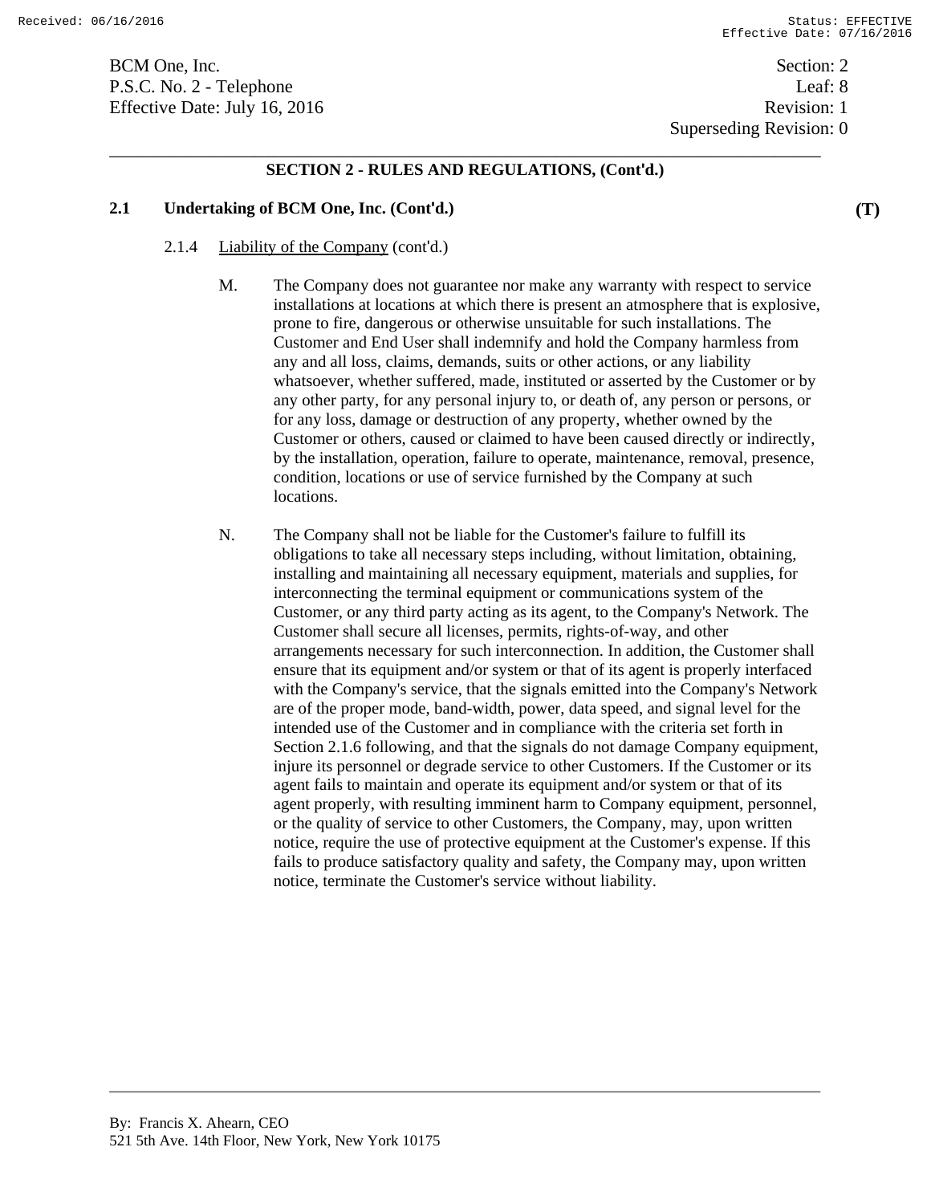## SECTION 2 - RULES AND REGULATIONS, (Cont'd.)

### 2.1 Undertaking of BCM One, Inc. (Cont'd.) (T)

2.1.4 Liability of the Company (cont'd.)

M. The Company does not guarantee nor make any warranty with respect to service installations at locations at which there is present an atmosphere that is explosive, prone to fire, dangerous or otherwise unsuitable for such installations. The Customer and End User shall indemnify and hold the Company harmless from any and all loss, claims, demands, suits or other actions, or any liability whatsoever, whether suffered, made, instituted or asserted by the Customer or by any other party, for any personal injury to, or death of, any person or persons, or for any loss, damage or destruction of any property, whether owned by the Customer or others, caused or claimed to have been caused directly or indirectly, by the installation, operation, failure to operate, maintenance, removal, presence, condition, locations or use of service furnished by the Company at such locations.

N. The Company shall not be liable for the Customer's failure to fulfill its obligations to take all necessary steps including, without limitation, obtaining, installing and maintaining all necessary equipment, materials and supplies, for interconnecting the terminal equipment or communications system of the Customer, or any third party acting as its agent, to the Company's Network. The Customer shall secure all licenses, permits, rights-of-way, and other arrangements necessary for such interconnection. In addition, the Customer shall ensure that its equipment and/or system or that of its agent is properly interfaced with the Company's service, that the signals emitted into the Company's Network are of the proper mode, band-width, power, data speed, and signal level for the intended use of the Customer and in compliance with the criteria set forth in Section 2.1.6 following, and that the signals do not damage Company equipment, injure its personnel or degrade service to other Customers. If the Customer or its agent fails to maintain and operate its equipment and/or system or that of its agent properly, with resulting imminent harm to Company equipment, personnel, or the quality of service to other Customers, the Company, may, upon written notice, require the use of protective equipment at the Customer's expense. If this fails to produce satisfactory quality and safety, the Company may, upon written notice, terminate the Customer's service without liability.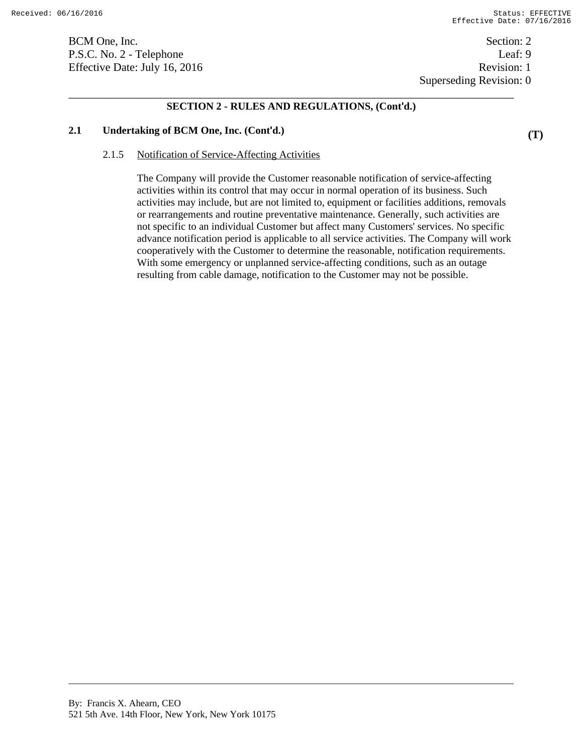## SECTION 2 - RULES AND REGULATIONS, (Cont'd.)

### 2.1 Undertaking of BCM One, Inc. (Cont'd.) (T)

#### 2.1.5 Notification of Service-Affecting Activities

The Company will provide the Customer reasonable notification of service-affecting activities within its control that may occur in normal operation of its business. Such activities may include, but are not limited to, equipment or facilities additions, removals or rearrangements and routine preventative maintenance. Generally, such activities are not specific to an individual Customer but affect many Customers' services. No specific advance notification period is applicable to all service activities. The Company will work cooperatively with the Customer to determine the reasonable, notification requirements. With some emergency or unplanned service-affecting conditions, such as an outage resulting from cable damage, notification to the Customer may not be possible.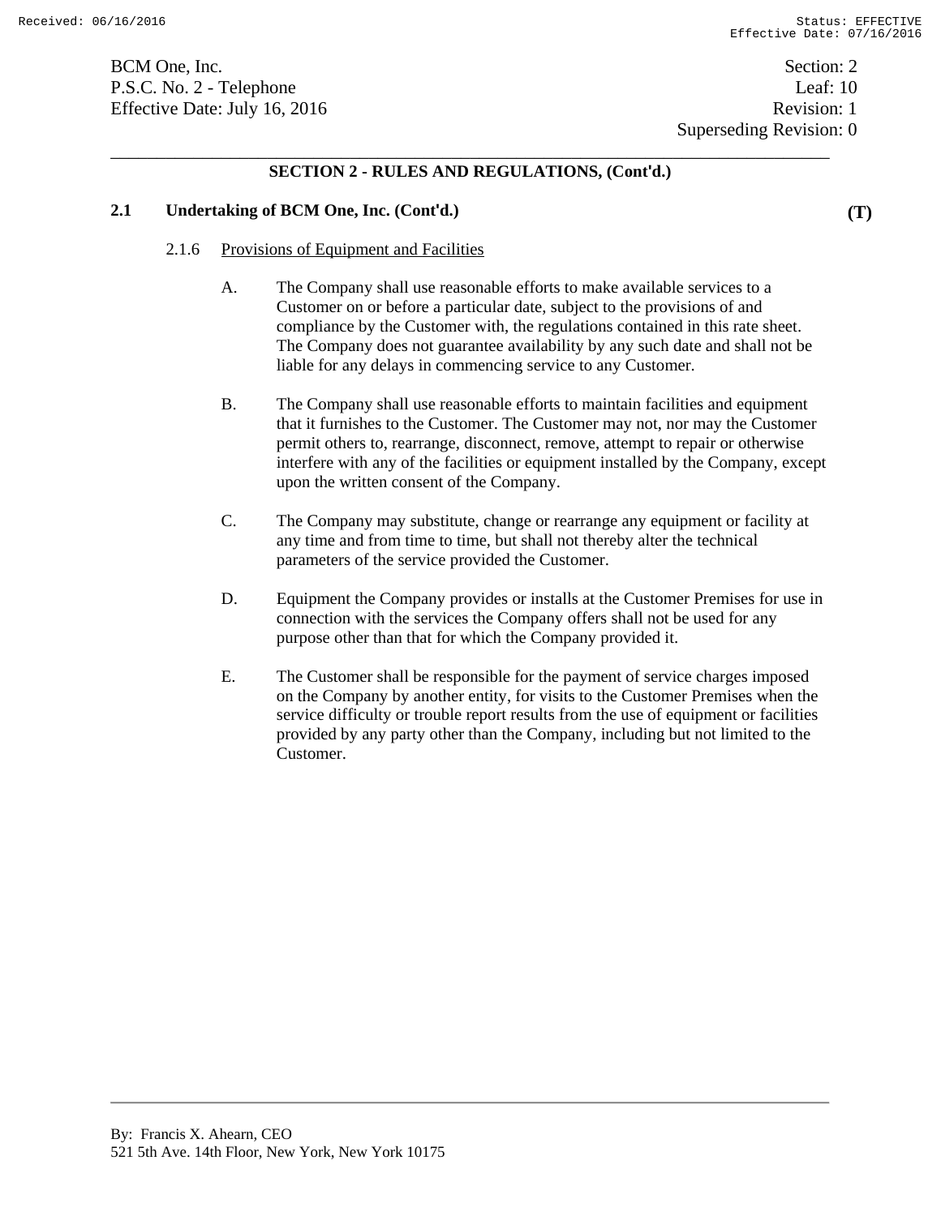**SECTION 2 - RULES AND REGULATIONS, (Cont'd.)**

**2.1 Undertaking of BCM One, Inc. (Cont'd.)** **(T)**

2.1.6 Provisions of Equipment and Facilities

A. The Company shall use reasonable efforts to make available services to a Customer on or before a particular date, subject to the provisions of and compliance by the Customer with, the regulations contained in this rate sheet. The Company does not guarantee availability by any such date and shall not be liable for any delays in commencing service to any Customer.

B. The Company shall use reasonable efforts to maintain facilities and equipment that it furnishes to the Customer. The Customer may not, nor may the Customer permit others to, rearrange, disconnect, remove, attempt to repair or otherwise interfere with any of the facilities or equipment installed by the Company, except upon the written consent of the Company.

C. The Company may substitute, change or rearrange any equipment or facility at any time and from time to time, but shall not thereby alter the technical parameters of the service provided the Customer.

D. Equipment the Company provides or installs at the Customer Premises for use in connection with the services the Company offers shall not be used for any purpose other than that for which the Company provided it.

E. The Customer shall be responsible for the payment of service charges imposed on the Company by another entity, for visits to the Customer Premises when the service difficulty or trouble report results from the use of equipment or facilities provided by any party other than the Company, including but not limited to the Customer.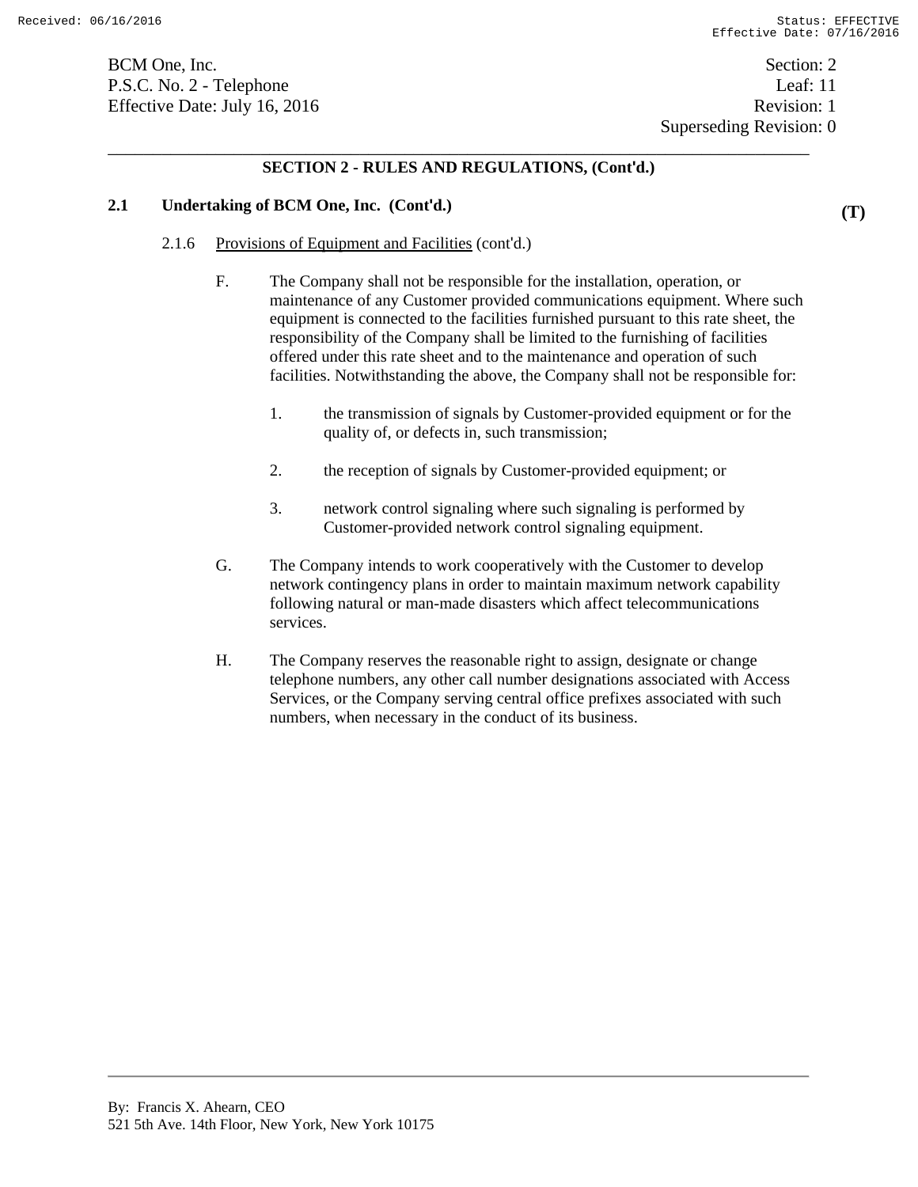## SECTION 2 - RULES AND REGULATIONS, (Cont'd.)

### 2.1 Undertaking of BCM One, Inc. (Cont'd.) (T)

2.1.6 Provisions of Equipment and Facilities (cont'd.)

F. The Company shall not be responsible for the installation, operation, or maintenance of any Customer provided communications equipment. Where such equipment is connected to the facilities furnished pursuant to this rate sheet, the responsibility of the Company shall be limited to the furnishing of facilities offered under this rate sheet and to the maintenance and operation of such facilities. Notwithstanding the above, the Company shall not be responsible for:

1. the transmission of signals by Customer-provided equipment or for the quality of, or defects in, such transmission;

2. the reception of signals by Customer-provided equipment; or

3. network control signaling where such signaling is performed by Customer-provided network control signaling equipment.

G. The Company intends to work cooperatively with the Customer to develop network contingency plans in order to maintain maximum network capability following natural or man-made disasters which affect telecommunications services.

H. The Company reserves the reasonable right to assign, designate or change telephone numbers, any other call number designations associated with Access Services, or the Company serving central office prefixes associated with such numbers, when necessary in the conduct of its business.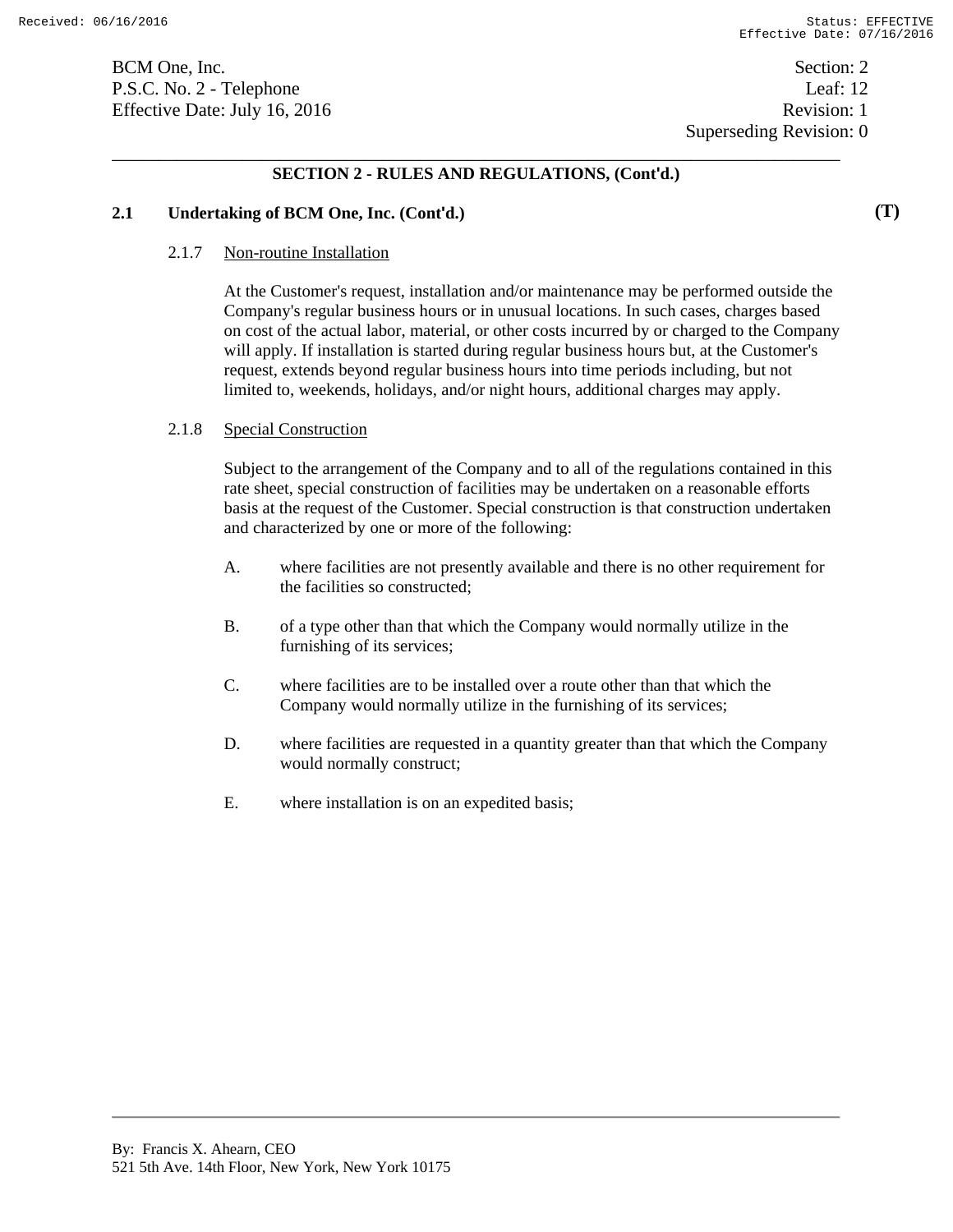## SECTION 2 - RULES AND REGULATIONS, (Cont'd.)

### 2.1 Undertaking of BCM One, Inc. (Cont'd.) (T)

2.1.7 Non-routine Installation

At the Customer's request, installation and/or maintenance may be performed outside the Company's regular business hours or in unusual locations. In such cases, charges based on cost of the actual labor, material, or other costs incurred by or charged to the Company will apply. If installation is started during regular business hours but, at the Customer's request, extends beyond regular business hours into time periods including, but not limited to, weekends, holidays, and/or night hours, additional charges may apply.

2.1.8 Special Construction

Subject to the arrangement of the Company and to all of the regulations contained in this rate sheet, special construction of facilities may be undertaken on a reasonable efforts basis at the request of the Customer. Special construction is that construction undertaken and characterized by one or more of the following:

A. where facilities are not presently available and there is no other requirement for the facilities so constructed;

B. of a type other than that which the Company would normally utilize in the furnishing of its services;

C. where facilities are to be installed over a route other than that which the Company would normally utilize in the furnishing of its services;

D. where facilities are requested in a quantity greater than that which the Company would normally construct;

E. where installation is on an expedited basis;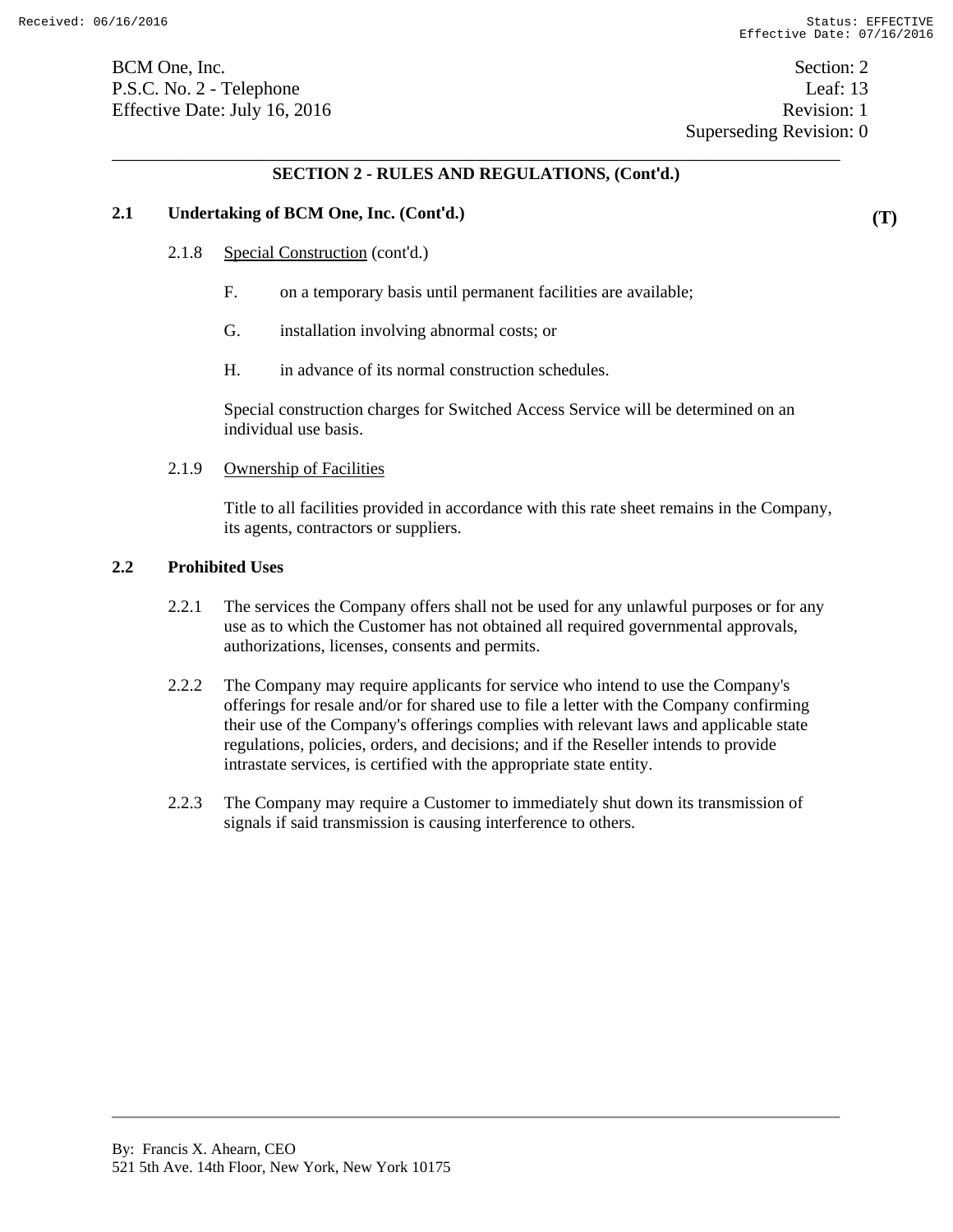## SECTION 2 - RULES AND REGULATIONS, (Cont'd.)

### 2.1 Undertaking of BCM One, Inc. (Cont'd.) (T)

2.1.8 Special Construction (cont'd.)

F. on a temporary basis until permanent facilities are available;

G. installation involving abnormal costs; or

H. in advance of its normal construction schedules.

Special construction charges for Switched Access Service will be determined on an individual use basis.

2.1.9 Ownership of Facilities

Title to all facilities provided in accordance with this rate sheet remains in the Company, its agents, contractors or suppliers.

### 2.2 Prohibited Uses

2.2.1 The services the Company offers shall not be used for any unlawful purposes or for any use as to which the Customer has not obtained all required governmental approvals, authorizations, licenses, consents and permits.

2.2.2 The Company may require applicants for service who intend to use the Company's offerings for resale and/or for shared use to file a letter with the Company confirming their use of the Company's offerings complies with relevant laws and applicable state regulations, policies, orders, and decisions; and if the Reseller intends to provide intrastate services, is certified with the appropriate state entity.

2.2.3 The Company may require a Customer to immediately shut down its transmission of signals if said transmission is causing interference to others.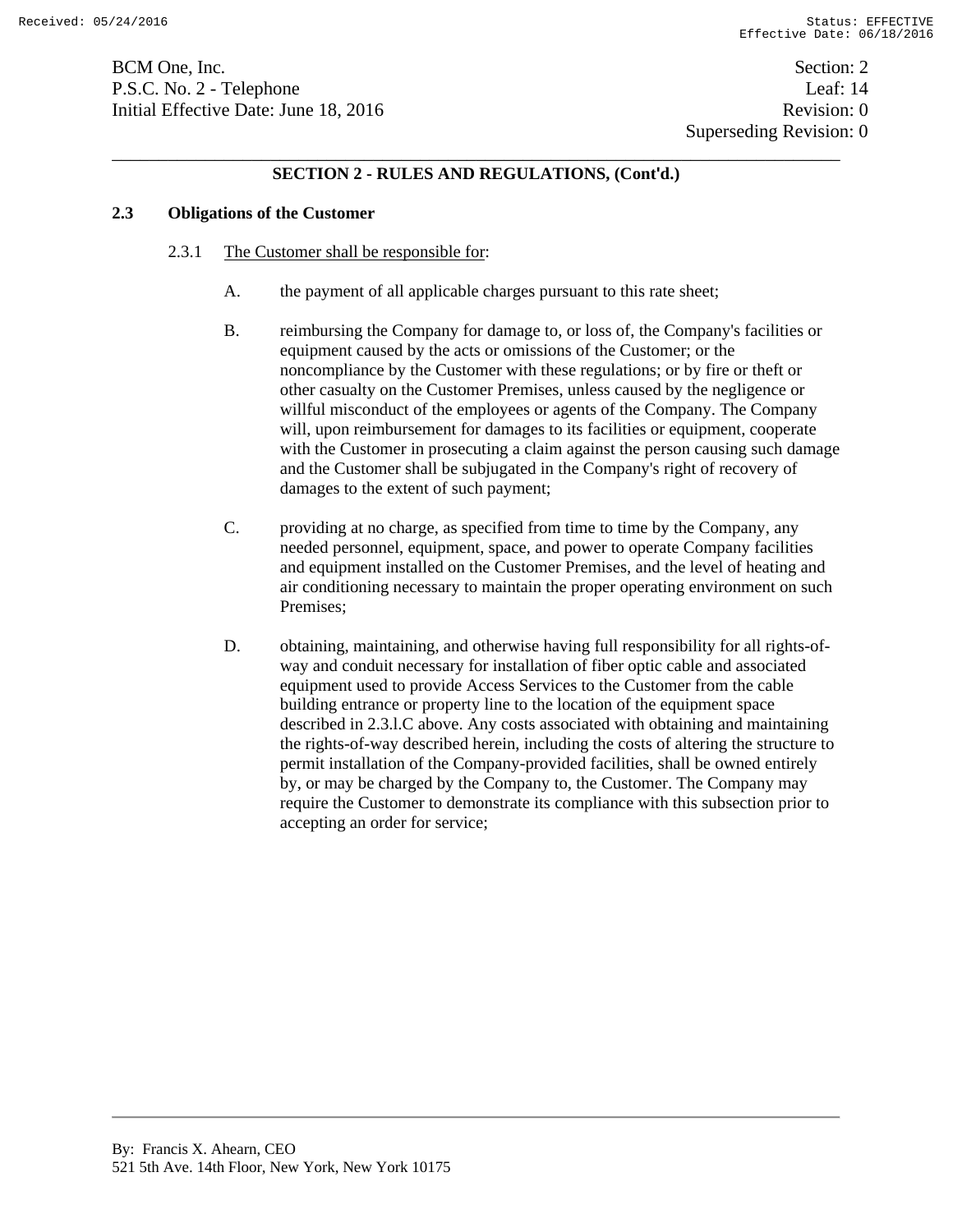## SECTION 2 - RULES AND REGULATIONS, (Cont'd.)

### 2.3 Obligations of the Customer

2.3.1 The Customer shall be responsible for:

A. the payment of all applicable charges pursuant to this rate sheet;

B. reimbursing the Company for damage to, or loss of, the Company's facilities or equipment caused by the acts or omissions of the Customer; or the noncompliance by the Customer with these regulations; or by fire or theft or other casualty on the Customer Premises, unless caused by the negligence or willful misconduct of the employees or agents of the Company. The Company will, upon reimbursement for damages to its facilities or equipment, cooperate with the Customer in prosecuting a claim against the person causing such damage and the Customer shall be subjugated in the Company's right of recovery of damages to the extent of such payment;

C. providing at no charge, as specified from time to time by the Company, any needed personnel, equipment, space, and power to operate Company facilities and equipment installed on the Customer Premises, and the level of heating and air conditioning necessary to maintain the proper operating environment on such Premises;

D. obtaining, maintaining, and otherwise having full responsibility for all rights-of-way and conduit necessary for installation of fiber optic cable and associated equipment used to provide Access Services to the Customer from the cable building entrance or property line to the location of the equipment space described in 2.3.l.C above. Any costs associated with obtaining and maintaining the rights-of-way described herein, including the costs of altering the structure to permit installation of the Company-provided facilities, shall be owned entirely by, or may be charged by the Company to, the Customer. The Company may require the Customer to demonstrate its compliance with this subsection prior to accepting an order for service;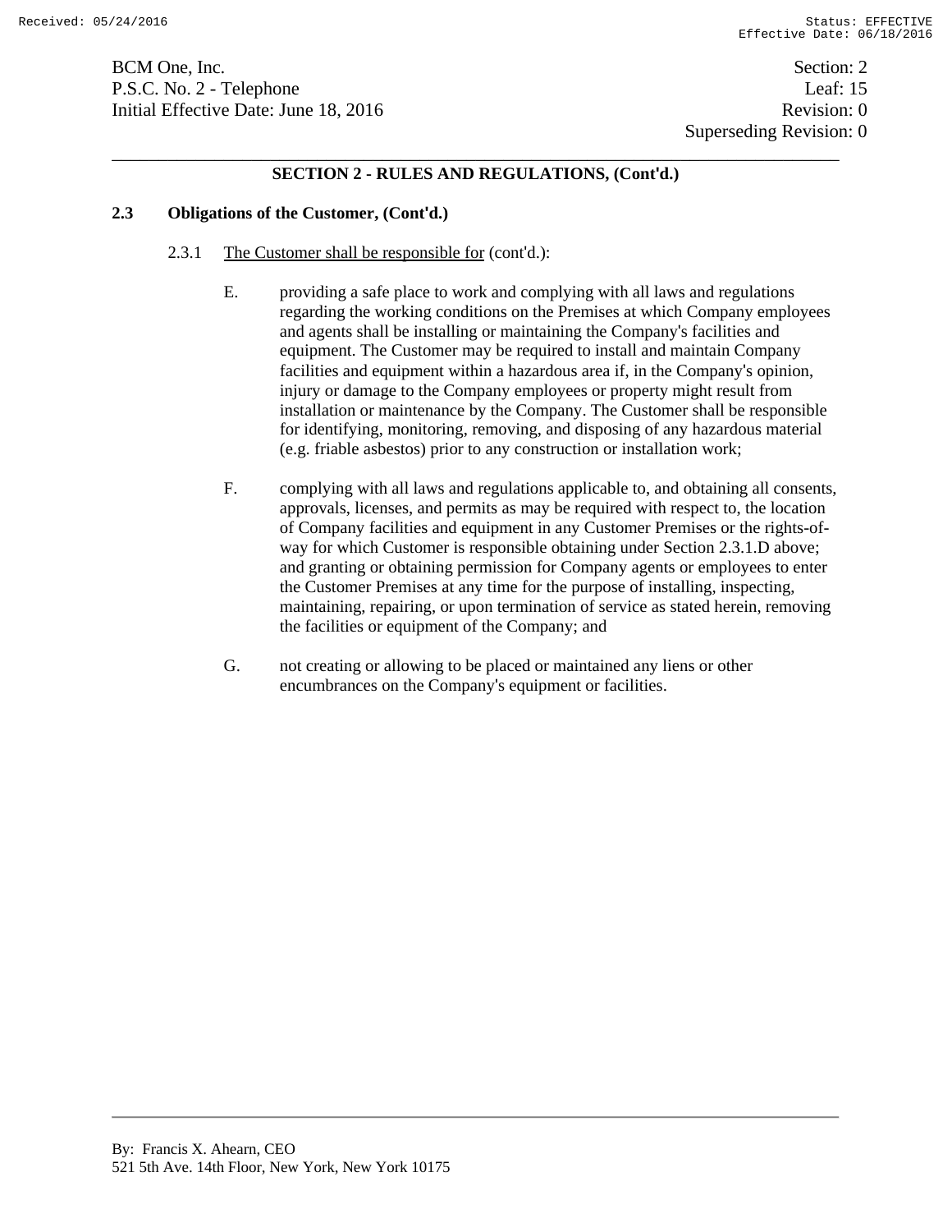## SECTION 2 - RULES AND REGULATIONS, (Cont'd.)

### 2.3 Obligations of the Customer, (Cont'd.)

2.3.1 The Customer shall be responsible for (cont'd.):

E. providing a safe place to work and complying with all laws and regulations regarding the working conditions on the Premises at which Company employees and agents shall be installing or maintaining the Company's facilities and equipment. The Customer may be required to install and maintain Company facilities and equipment within a hazardous area if, in the Company's opinion, injury or damage to the Company employees or property might result from installation or maintenance by the Company. The Customer shall be responsible for identifying, monitoring, removing, and disposing of any hazardous material (e.g. friable asbestos) prior to any construction or installation work;

F. complying with all laws and regulations applicable to, and obtaining all consents, approvals, licenses, and permits as may be required with respect to, the location of Company facilities and equipment in any Customer Premises or the rights-of-way for which Customer is responsible obtaining under Section 2.3.1.D above; and granting or obtaining permission for Company agents or employees to enter the Customer Premises at any time for the purpose of installing, inspecting, maintaining, repairing, or upon termination of service as stated herein, removing the facilities or equipment of the Company; and

G. not creating or allowing to be placed or maintained any liens or other encumbrances on the Company's equipment or facilities.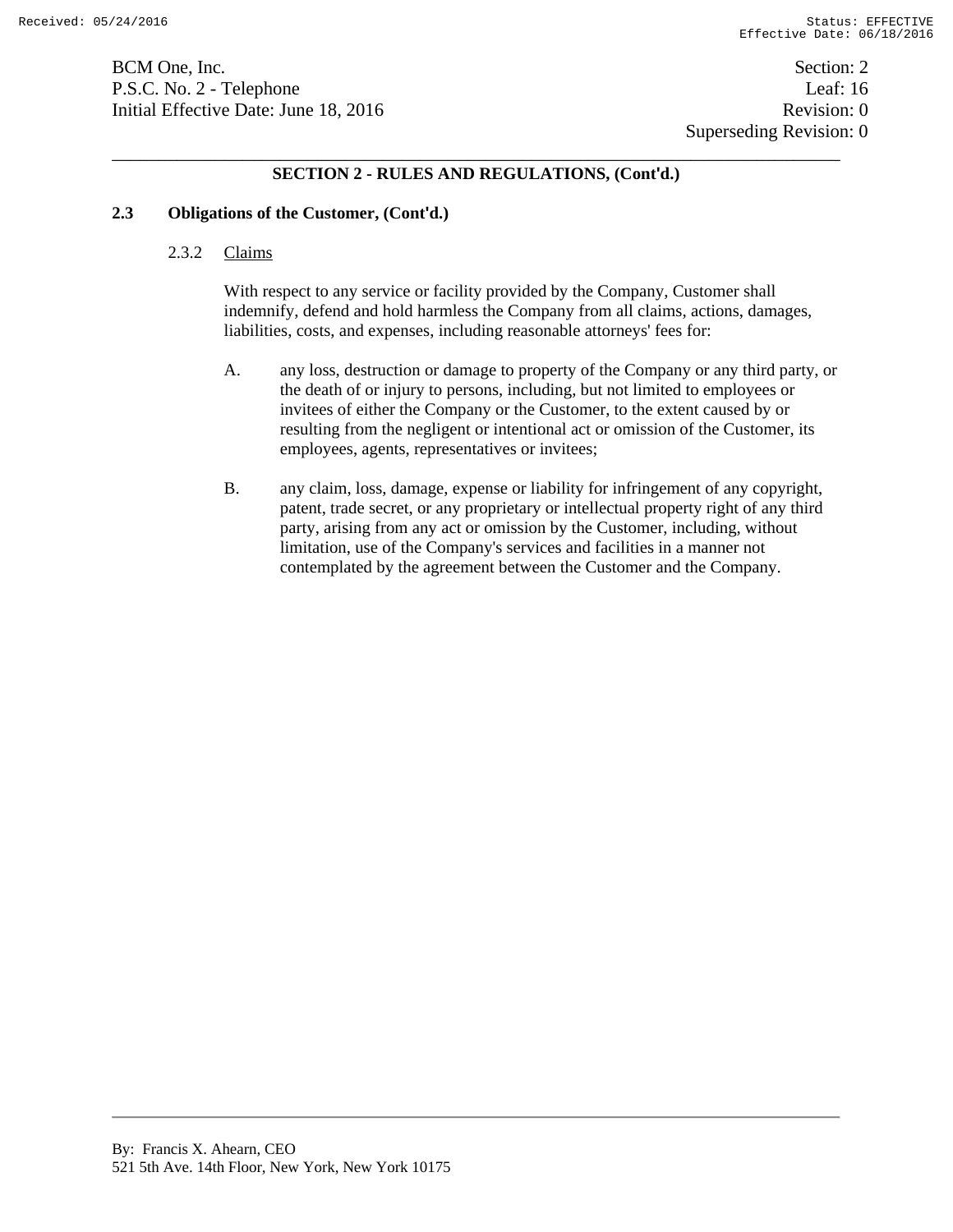## SECTION 2 - RULES AND REGULATIONS, (Cont'd.)

### 2.3 Obligations of the Customer, (Cont'd.)

#### 2.3.2 Claims

With respect to any service or facility provided by the Company, Customer shall indemnify, defend and hold harmless the Company from all claims, actions, damages, liabilities, costs, and expenses, including reasonable attorneys' fees for:

A. any loss, destruction or damage to property of the Company or any third party, or the death of or injury to persons, including, but not limited to employees or invitees of either the Company or the Customer, to the extent caused by or resulting from the negligent or intentional act or omission of the Customer, its employees, agents, representatives or invitees;

B. any claim, loss, damage, expense or liability for infringement of any copyright, patent, trade secret, or any proprietary or intellectual property right of any third party, arising from any act or omission by the Customer, including, without limitation, use of the Company's services and facilities in a manner not contemplated by the agreement between the Customer and the Company.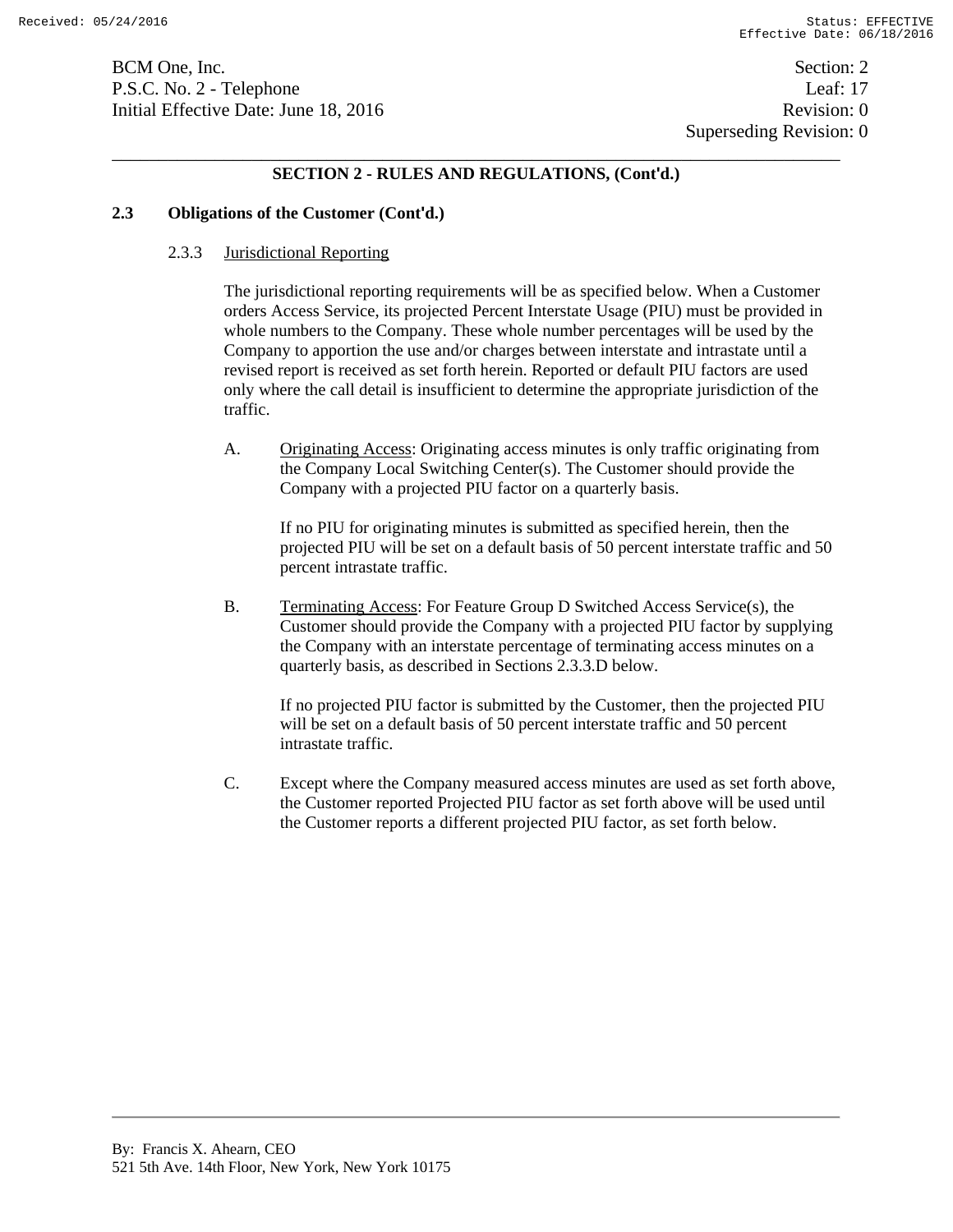## SECTION 2 - RULES AND REGULATIONS, (Cont'd.)

### 2.3 Obligations of the Customer (Cont'd.)

2.3.3 Jurisdictional Reporting

The jurisdictional reporting requirements will be as specified below. When a Customer orders Access Service, its projected Percent Interstate Usage (PIU) must be provided in whole numbers to the Company. These whole number percentages will be used by the Company to apportion the use and/or charges between interstate and intrastate until a revised report is received as set forth herein. Reported or default PIU factors are used only where the call detail is insufficient to determine the appropriate jurisdiction of the traffic.

A. Originating Access: Originating access minutes is only traffic originating from the Company Local Switching Center(s). The Customer should provide the Company with a projected PIU factor on a quarterly basis.

If no PIU for originating minutes is submitted as specified herein, then the projected PIU will be set on a default basis of 50 percent interstate traffic and 50 percent intrastate traffic.

B. Terminating Access: For Feature Group D Switched Access Service(s), the Customer should provide the Company with a projected PIU factor by supplying the Company with an interstate percentage of terminating access minutes on a quarterly basis, as described in Sections 2.3.3.D below.

If no projected PIU factor is submitted by the Customer, then the projected PIU will be set on a default basis of 50 percent interstate traffic and 50 percent intrastate traffic.

C. Except where the Company measured access minutes are used as set forth above, the Customer reported Projected PIU factor as set forth above will be used until the Customer reports a different projected PIU factor, as set forth below.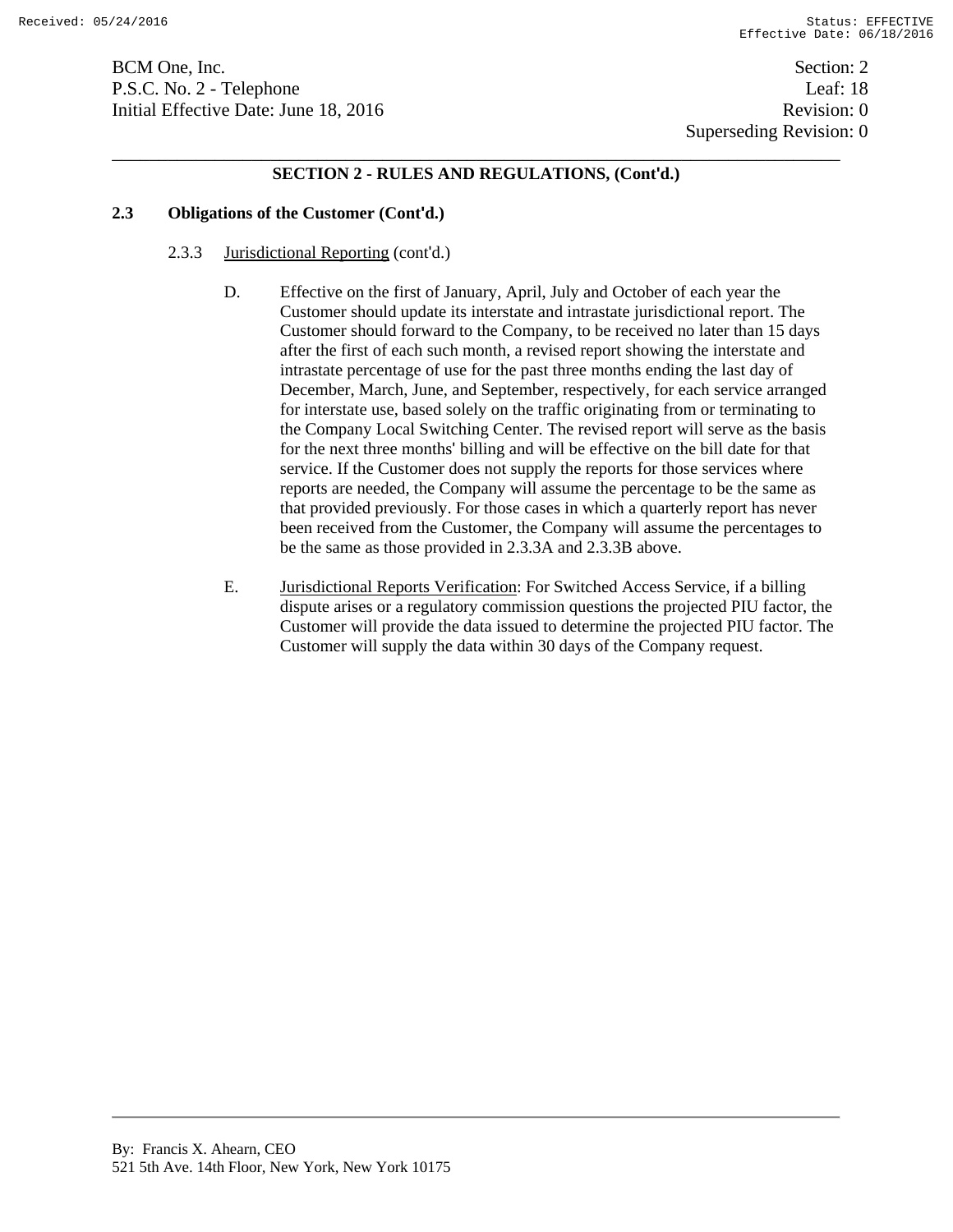## SECTION 2 - RULES AND REGULATIONS, (Cont'd.)

### 2.3 Obligations of the Customer (Cont'd.)

2.3.3 Jurisdictional Reporting (cont'd.)

D. Effective on the first of January, April, July and October of each year the Customer should update its interstate and intrastate jurisdictional report. The Customer should forward to the Company, to be received no later than 15 days after the first of each such month, a revised report showing the interstate and intrastate percentage of use for the past three months ending the last day of December, March, June, and September, respectively, for each service arranged for interstate use, based solely on the traffic originating from or terminating to the Company Local Switching Center. The revised report will serve as the basis for the next three months' billing and will be effective on the bill date for that service. If the Customer does not supply the reports for those services where reports are needed, the Company will assume the percentage to be the same as that provided previously. For those cases in which a quarterly report has never been received from the Customer, the Company will assume the percentages to be the same as those provided in 2.3.3A and 2.3.3B above.

E. Jurisdictional Reports Verification: For Switched Access Service, if a billing dispute arises or a regulatory commission questions the projected PIU factor, the Customer will provide the data issued to determine the projected PIU factor. The Customer will supply the data within 30 days of the Company request.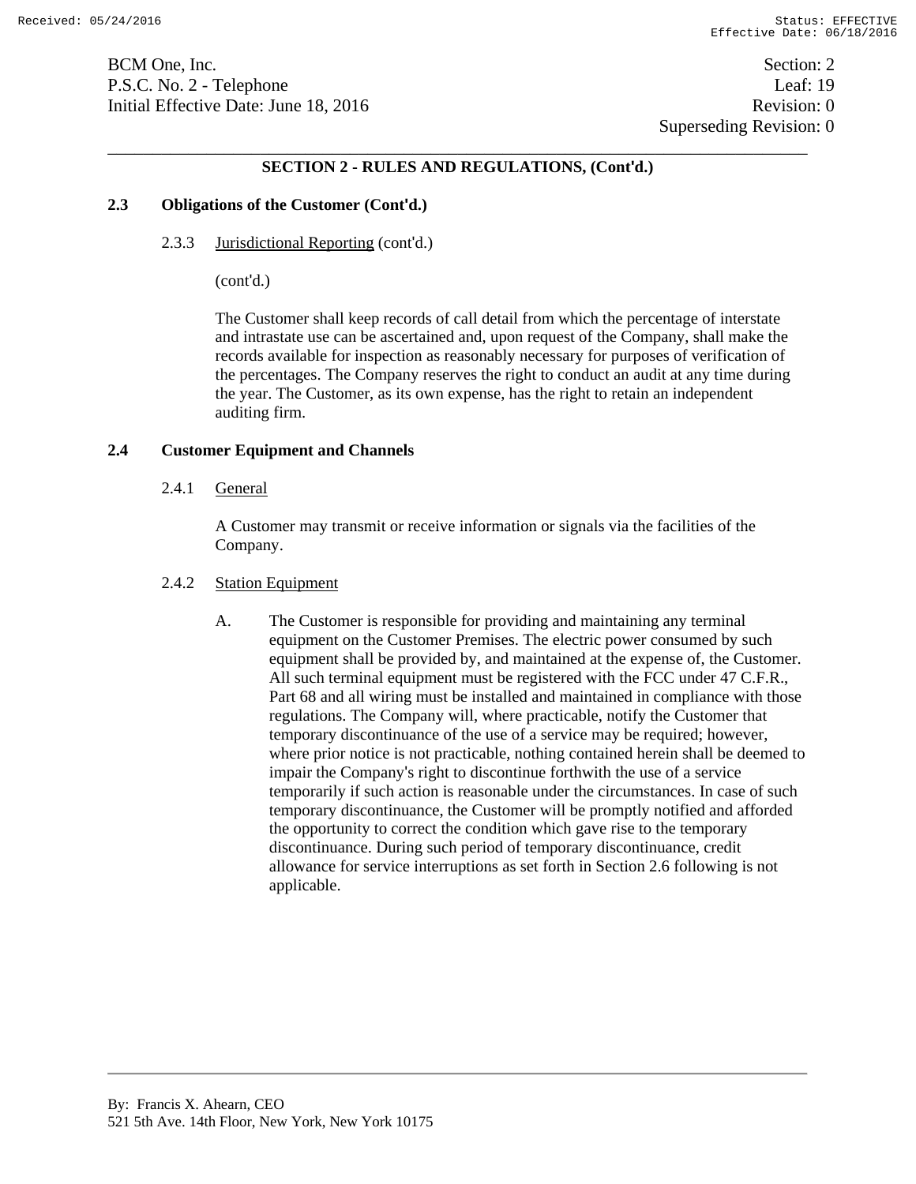## SECTION 2 - RULES AND REGULATIONS, (Cont'd.)

### 2.3 Obligations of the Customer (Cont'd.)

2.3.3 Jurisdictional Reporting (cont'd.)

(cont'd.)

The Customer shall keep records of call detail from which the percentage of interstate and intrastate use can be ascertained and, upon request of the Company, shall make the records available for inspection as reasonably necessary for purposes of verification of the percentages. The Company reserves the right to conduct an audit at any time during the year. The Customer, as its own expense, has the right to retain an independent auditing firm.

### 2.4 Customer Equipment and Channels

2.4.1 General

A Customer may transmit or receive information or signals via the facilities of the Company.

2.4.2 Station Equipment

A. The Customer is responsible for providing and maintaining any terminal equipment on the Customer Premises. The electric power consumed by such equipment shall be provided by, and maintained at the expense of, the Customer. All such terminal equipment must be registered with the FCC under 47 C.F.R., Part 68 and all wiring must be installed and maintained in compliance with those regulations. The Company will, where practicable, notify the Customer that temporary discontinuance of the use of a service may be required; however, where prior notice is not practicable, nothing contained herein shall be deemed to impair the Company's right to discontinue forthwith the use of a service temporarily if such action is reasonable under the circumstances. In case of such temporary discontinuance, the Customer will be promptly notified and afforded the opportunity to correct the condition which gave rise to the temporary discontinuance. During such period of temporary discontinuance, credit allowance for service interruptions as set forth in Section 2.6 following is not applicable.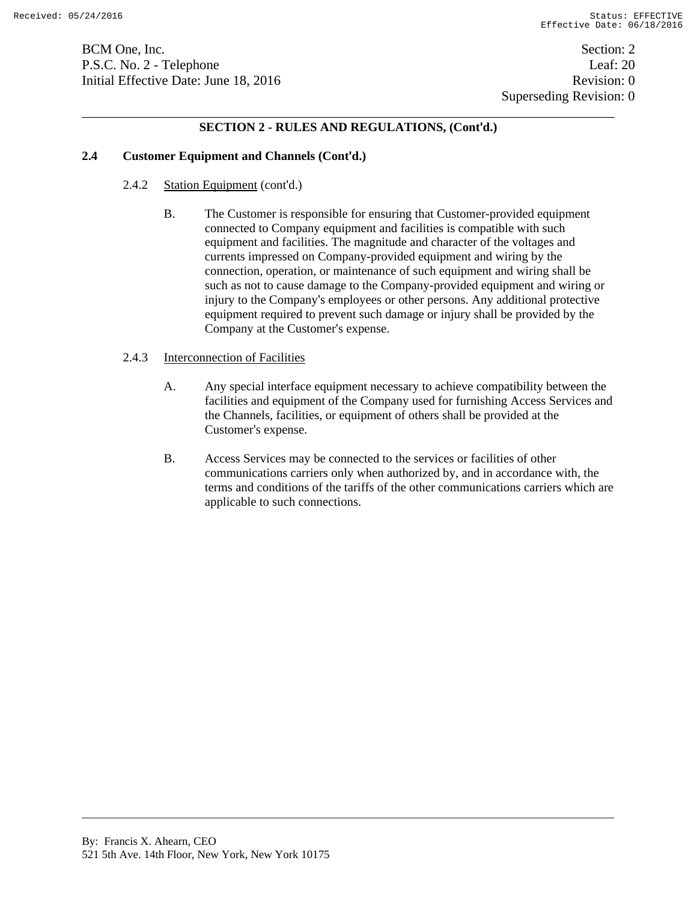## SECTION 2 - RULES AND REGULATIONS, (Cont'd.)

### 2.4 Customer Equipment and Channels (Cont'd.)

2.4.2 Station Equipment (cont'd.)

B. The Customer is responsible for ensuring that Customer-provided equipment connected to Company equipment and facilities is compatible with such equipment and facilities. The magnitude and character of the voltages and currents impressed on Company-provided equipment and wiring by the connection, operation, or maintenance of such equipment and wiring shall be such as not to cause damage to the Company-provided equipment and wiring or injury to the Company's employees or other persons. Any additional protective equipment required to prevent such damage or injury shall be provided by the Company at the Customer's expense.

2.4.3 Interconnection of Facilities

A. Any special interface equipment necessary to achieve compatibility between the facilities and equipment of the Company used for furnishing Access Services and the Channels, facilities, or equipment of others shall be provided at the Customer's expense.

B. Access Services may be connected to the services or facilities of other communications carriers only when authorized by, and in accordance with, the terms and conditions of the tariffs of the other communications carriers which are applicable to such connections.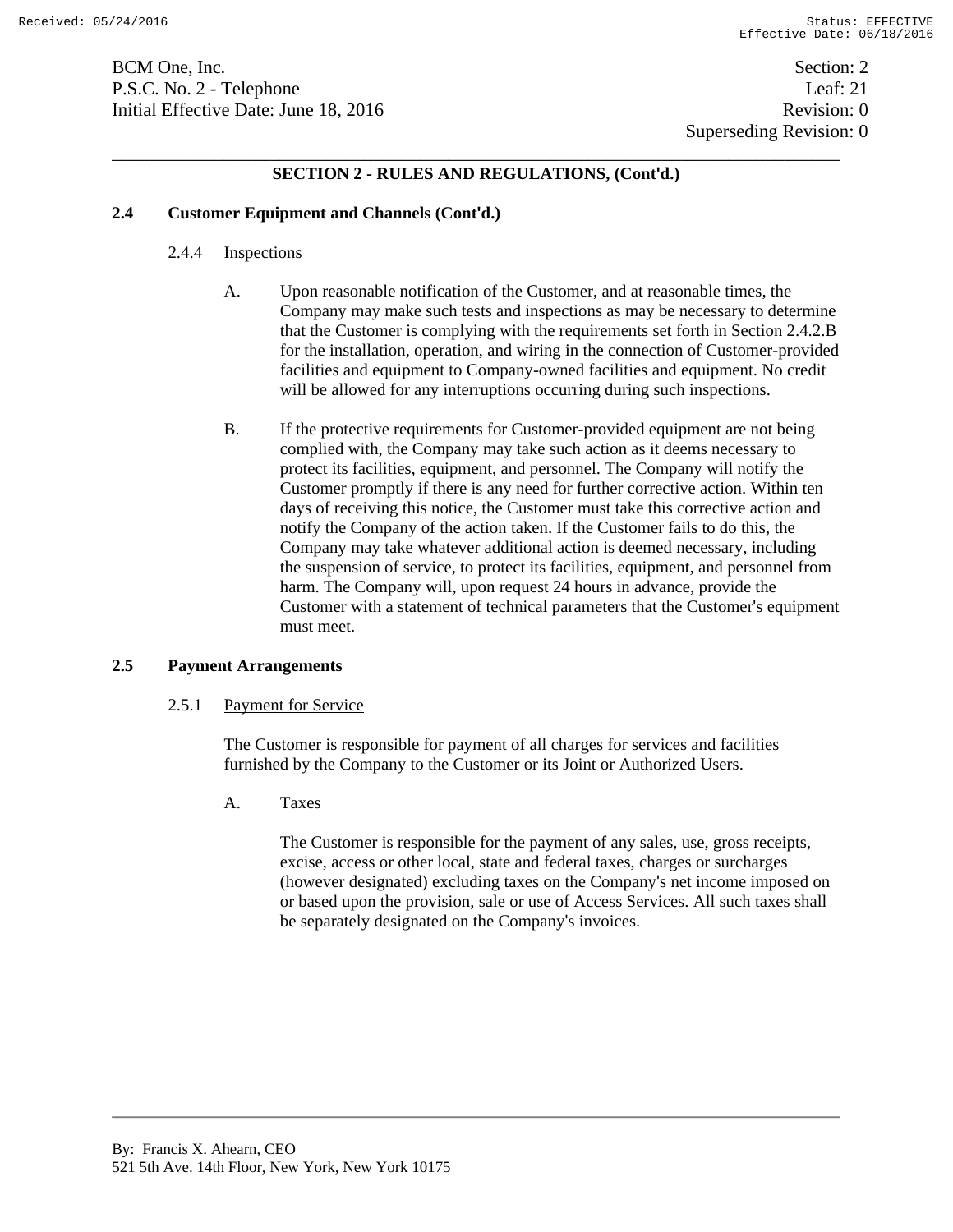**SECTION 2 - RULES AND REGULATIONS, (Cont'd.)**

**2.4 Customer Equipment and Channels (Cont'd.)**

2.4.4 Inspections

A. Upon reasonable notification of the Customer, and at reasonable times, the Company may make such tests and inspections as may be necessary to determine that the Customer is complying with the requirements set forth in Section 2.4.2.B for the installation, operation, and wiring in the connection of Customer-provided facilities and equipment to Company-owned facilities and equipment. No credit will be allowed for any interruptions occurring during such inspections.

B. If the protective requirements for Customer-provided equipment are not being complied with, the Company may take such action as it deems necessary to protect its facilities, equipment, and personnel. The Company will notify the Customer promptly if there is any need for further corrective action. Within ten days of receiving this notice, the Customer must take this corrective action and notify the Company of the action taken. If the Customer fails to do this, the Company may take whatever additional action is deemed necessary, including the suspension of service, to protect its facilities, equipment, and personnel from harm. The Company will, upon request 24 hours in advance, provide the Customer with a statement of technical parameters that the Customer's equipment must meet.

**2.5 Payment Arrangements**

2.5.1 Payment for Service

The Customer is responsible for payment of all charges for services and facilities furnished by the Company to the Customer or its Joint or Authorized Users.

A. Taxes

The Customer is responsible for the payment of any sales, use, gross receipts, excise, access or other local, state and federal taxes, charges or surcharges (however designated) excluding taxes on the Company's net income imposed on or based upon the provision, sale or use of Access Services. All such taxes shall be separately designated on the Company's invoices.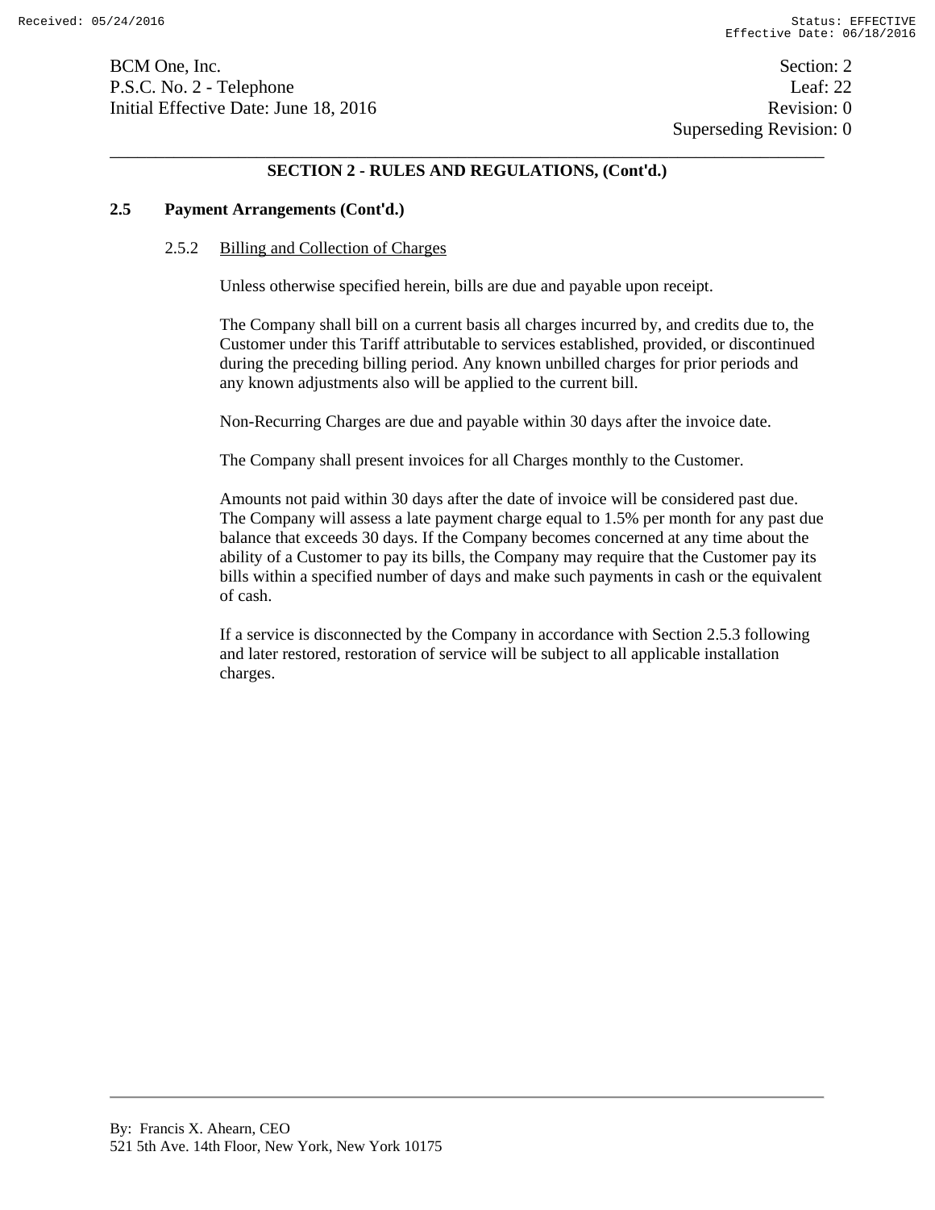## SECTION 2 - RULES AND REGULATIONS, (Cont'd.)

### 2.5 Payment Arrangements (Cont'd.)

#### 2.5.2 Billing and Collection of Charges

Unless otherwise specified herein, bills are due and payable upon receipt.

The Company shall bill on a current basis all charges incurred by, and credits due to, the Customer under this Tariff attributable to services established, provided, or discontinued during the preceding billing period. Any known unbilled charges for prior periods and any known adjustments also will be applied to the current bill.

Non-Recurring Charges are due and payable within 30 days after the invoice date.

The Company shall present invoices for all Charges monthly to the Customer.

Amounts not paid within 30 days after the date of invoice will be considered past due. The Company will assess a late payment charge equal to 1.5% per month for any past due balance that exceeds 30 days. If the Company becomes concerned at any time about the ability of a Customer to pay its bills, the Company may require that the Customer pay its bills within a specified number of days and make such payments in cash or the equivalent of cash.

If a service is disconnected by the Company in accordance with Section 2.5.3 following and later restored, restoration of service will be subject to all applicable installation charges.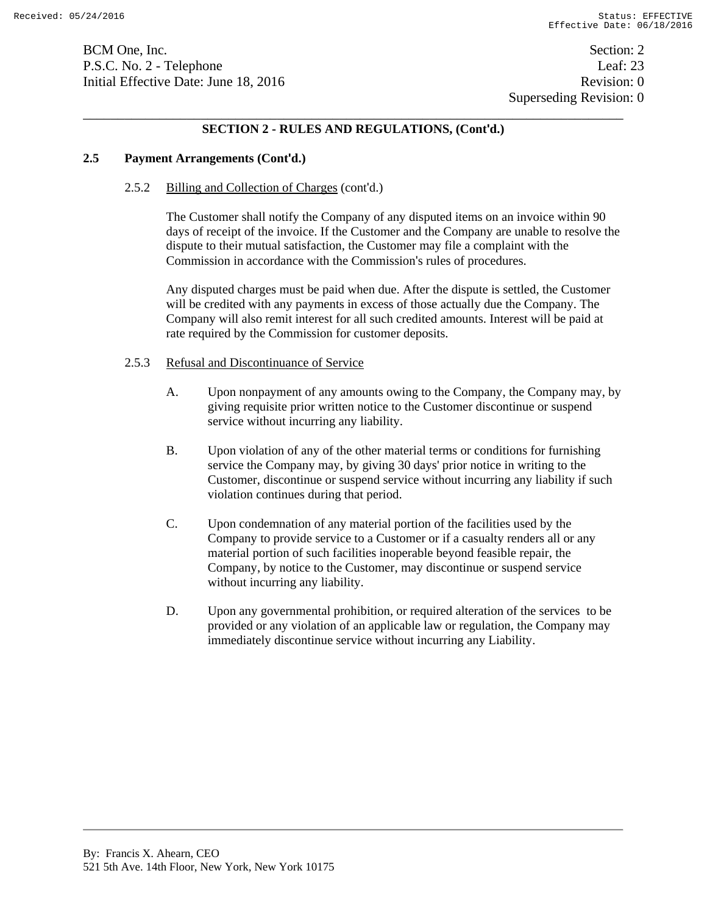## SECTION 2 - RULES AND REGULATIONS, (Cont'd.)

### 2.5 Payment Arrangements (Cont'd.)

2.5.2 Billing and Collection of Charges (cont'd.)

The Customer shall notify the Company of any disputed items on an invoice within 90 days of receipt of the invoice. If the Customer and the Company are unable to resolve the dispute to their mutual satisfaction, the Customer may file a complaint with the Commission in accordance with the Commission's rules of procedures.

Any disputed charges must be paid when due. After the dispute is settled, the Customer will be credited with any payments in excess of those actually due the Company. The Company will also remit interest for all such credited amounts. Interest will be paid at rate required by the Commission for customer deposits.

2.5.3 Refusal and Discontinuance of Service

A. Upon nonpayment of any amounts owing to the Company, the Company may, by giving requisite prior written notice to the Customer discontinue or suspend service without incurring any liability.

B. Upon violation of any of the other material terms or conditions for furnishing service the Company may, by giving 30 days' prior notice in writing to the Customer, discontinue or suspend service without incurring any liability if such violation continues during that period.

C. Upon condemnation of any material portion of the facilities used by the Company to provide service to a Customer or if a casualty renders all or any material portion of such facilities inoperable beyond feasible repair, the Company, by notice to the Customer, may discontinue or suspend service without incurring any liability.

D. Upon any governmental prohibition, or required alteration of the services to be provided or any violation of an applicable law or regulation, the Company may immediately discontinue service without incurring any Liability.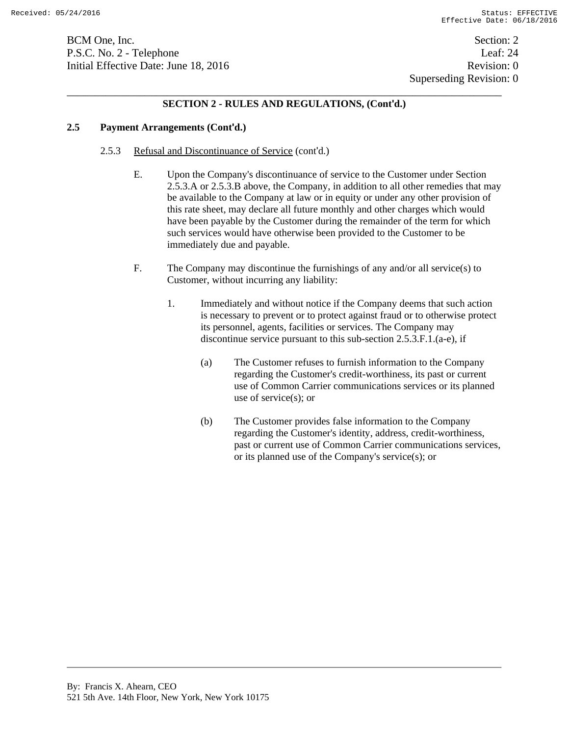## SECTION 2 - RULES AND REGULATIONS, (Cont'd.)

### 2.5 Payment Arrangements (Cont'd.)

2.5.3 Refusal and Discontinuance of Service (cont'd.)

E. Upon the Company's discontinuance of service to the Customer under Section 2.5.3.A or 2.5.3.B above, the Company, in addition to all other remedies that may be available to the Company at law or in equity or under any other provision of this rate sheet, may declare all future monthly and other charges which would have been payable by the Customer during the remainder of the term for which such services would have otherwise been provided to the Customer to be immediately due and payable.

F. The Company may discontinue the furnishings of any and/or all service(s) to Customer, without incurring any liability:

1. Immediately and without notice if the Company deems that such action is necessary to prevent or to protect against fraud or to otherwise protect its personnel, agents, facilities or services. The Company may discontinue service pursuant to this sub-section 2.5.3.F.1.(a-e), if

(a) The Customer refuses to furnish information to the Company regarding the Customer's credit-worthiness, its past or current use of Common Carrier communications services or its planned use of service(s); or

(b) The Customer provides false information to the Company regarding the Customer's identity, address, credit-worthiness, past or current use of Common Carrier communications services, or its planned use of the Company's service(s); or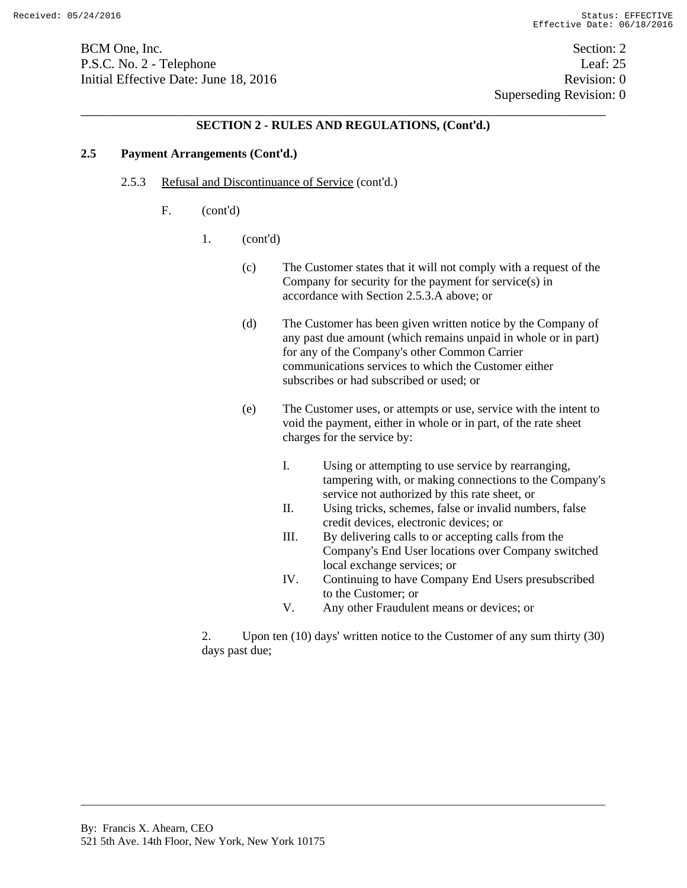## SECTION 2 - RULES AND REGULATIONS, (Cont'd.)

**2.5 Payment Arrangements (Cont'd.)**

2.5.3 Refusal and Discontinuance of Service (cont'd.)

F. (cont'd)

1. (cont'd)

(c) The Customer states that it will not comply with a request of the Company for security for the payment for service(s) in accordance with Section 2.5.3.A above; or

(d) The Customer has been given written notice by the Company of any past due amount (which remains unpaid in whole or in part) for any of the Company's other Common Carrier communications services to which the Customer either subscribes or had subscribed or used; or

(e) The Customer uses, or attempts or use, service with the intent to void the payment, either in whole or in part, of the rate sheet charges for the service by:

I. Using or attempting to use service by rearranging, tampering with, or making connections to the Company's service not authorized by this rate sheet, or

II. Using tricks, schemes, false or invalid numbers, false credit devices, electronic devices; or

III. By delivering calls to or accepting calls from the Company's End User locations over Company switched local exchange services; or

IV. Continuing to have Company End Users presubscribed to the Customer; or

V. Any other Fraudulent means or devices; or

2. Upon ten (10) days' written notice to the Customer of any sum thirty (30) days past due;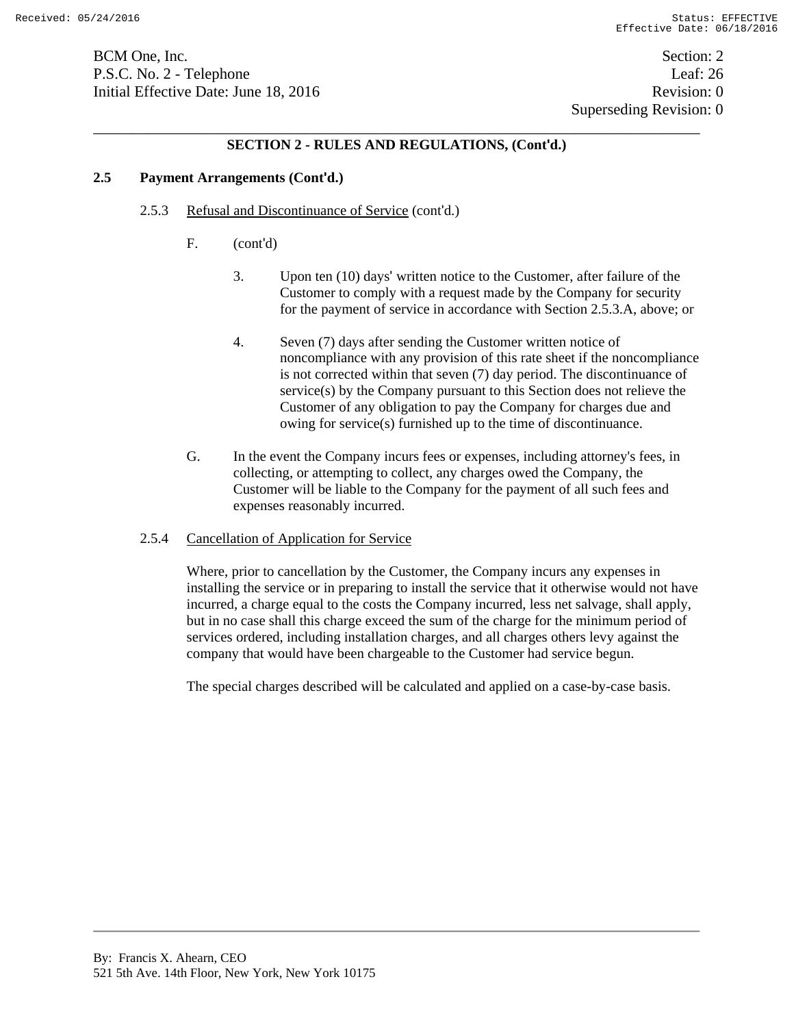## SECTION 2 - RULES AND REGULATIONS, (Cont'd.)

### 2.5 Payment Arrangements (Cont'd.)

2.5.3 Refusal and Discontinuance of Service (cont'd.)

F. (cont'd)

3. Upon ten (10) days' written notice to the Customer, after failure of the Customer to comply with a request made by the Company for security for the payment of service in accordance with Section 2.5.3.A, above; or

4. Seven (7) days after sending the Customer written notice of noncompliance with any provision of this rate sheet if the noncompliance is not corrected within that seven (7) day period. The discontinuance of service(s) by the Company pursuant to this Section does not relieve the Customer of any obligation to pay the Company for charges due and owing for service(s) furnished up to the time of discontinuance.

G. In the event the Company incurs fees or expenses, including attorney's fees, in collecting, or attempting to collect, any charges owed the Company, the Customer will be liable to the Company for the payment of all such fees and expenses reasonably incurred.

2.5.4 Cancellation of Application for Service

Where, prior to cancellation by the Customer, the Company incurs any expenses in installing the service or in preparing to install the service that it otherwise would not have incurred, a charge equal to the costs the Company incurred, less net salvage, shall apply, but in no case shall this charge exceed the sum of the charge for the minimum period of services ordered, including installation charges, and all charges others levy against the company that would have been chargeable to the Customer had service begun.

The special charges described will be calculated and applied on a case-by-case basis.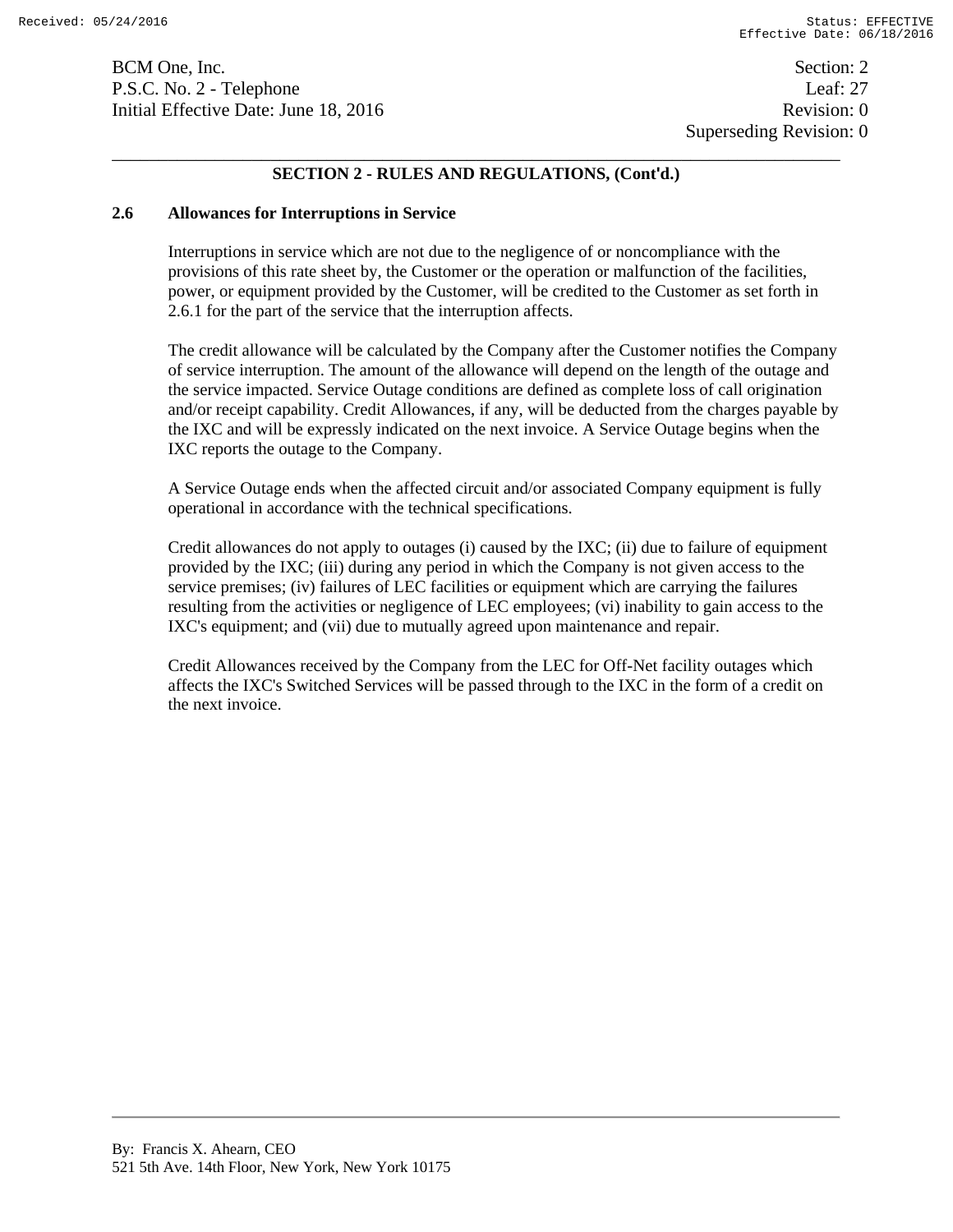## SECTION 2 - RULES AND REGULATIONS, (Cont'd.)

### 2.6 Allowances for Interruptions in Service

Interruptions in service which are not due to the negligence of or noncompliance with the provisions of this rate sheet by, the Customer or the operation or malfunction of the facilities, power, or equipment provided by the Customer, will be credited to the Customer as set forth in 2.6.1 for the part of the service that the interruption affects.

The credit allowance will be calculated by the Company after the Customer notifies the Company of service interruption. The amount of the allowance will depend on the length of the outage and the service impacted. Service Outage conditions are defined as complete loss of call origination and/or receipt capability. Credit Allowances, if any, will be deducted from the charges payable by the IXC and will be expressly indicated on the next invoice. A Service Outage begins when the IXC reports the outage to the Company.

A Service Outage ends when the affected circuit and/or associated Company equipment is fully operational in accordance with the technical specifications.

Credit allowances do not apply to outages (i) caused by the IXC; (ii) due to failure of equipment provided by the IXC; (iii) during any period in which the Company is not given access to the service premises; (iv) failures of LEC facilities or equipment which are carrying the failures resulting from the activities or negligence of LEC employees; (vi) inability to gain access to the IXC's equipment; and (vii) due to mutually agreed upon maintenance and repair.

Credit Allowances received by the Company from the LEC for Off-Net facility outages which affects the IXC's Switched Services will be passed through to the IXC in the form of a credit on the next invoice.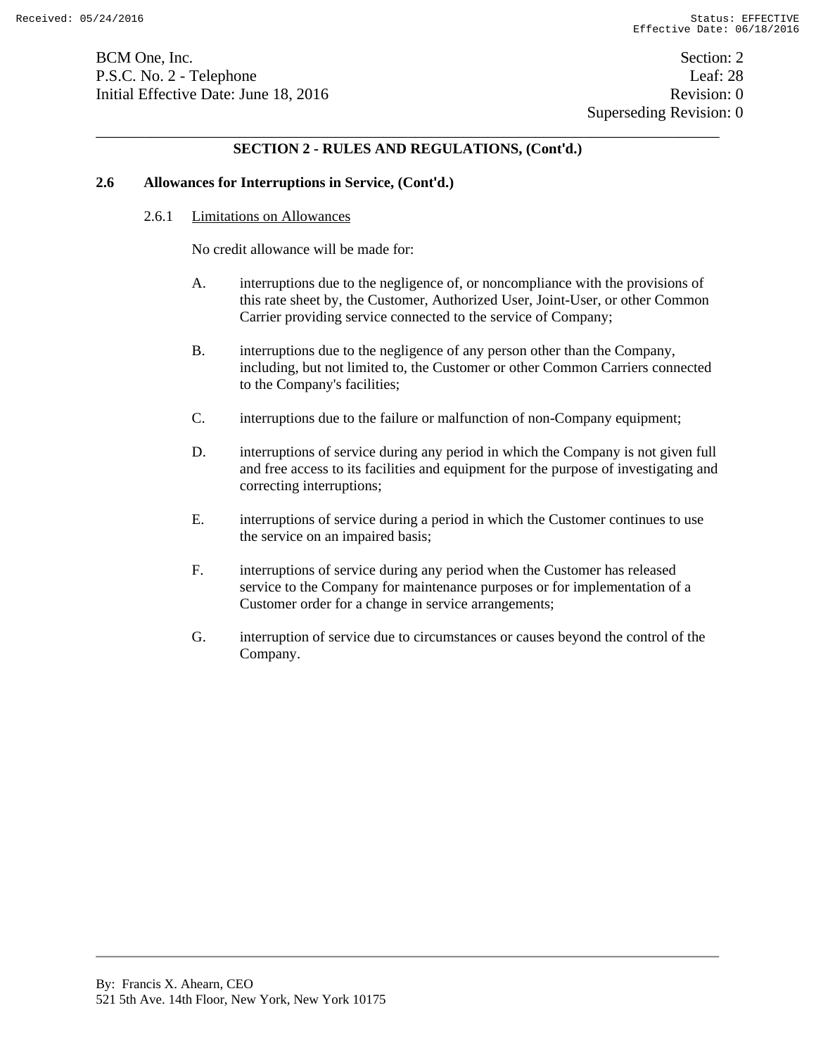## SECTION 2 - RULES AND REGULATIONS, (Cont'd.)

### 2.6 Allowances for Interruptions in Service, (Cont'd.)

2.6.1 Limitations on Allowances

No credit allowance will be made for:

A. interruptions due to the negligence of, or noncompliance with the provisions of this rate sheet by, the Customer, Authorized User, Joint-User, or other Common Carrier providing service connected to the service of Company;

B. interruptions due to the negligence of any person other than the Company, including, but not limited to, the Customer or other Common Carriers connected to the Company's facilities;

C. interruptions due to the failure or malfunction of non-Company equipment;

D. interruptions of service during any period in which the Company is not given full and free access to its facilities and equipment for the purpose of investigating and correcting interruptions;

E. interruptions of service during a period in which the Customer continues to use the service on an impaired basis;

F. interruptions of service during any period when the Customer has released service to the Company for maintenance purposes or for implementation of a Customer order for a change in service arrangements;

G. interruption of service due to circumstances or causes beyond the control of the Company.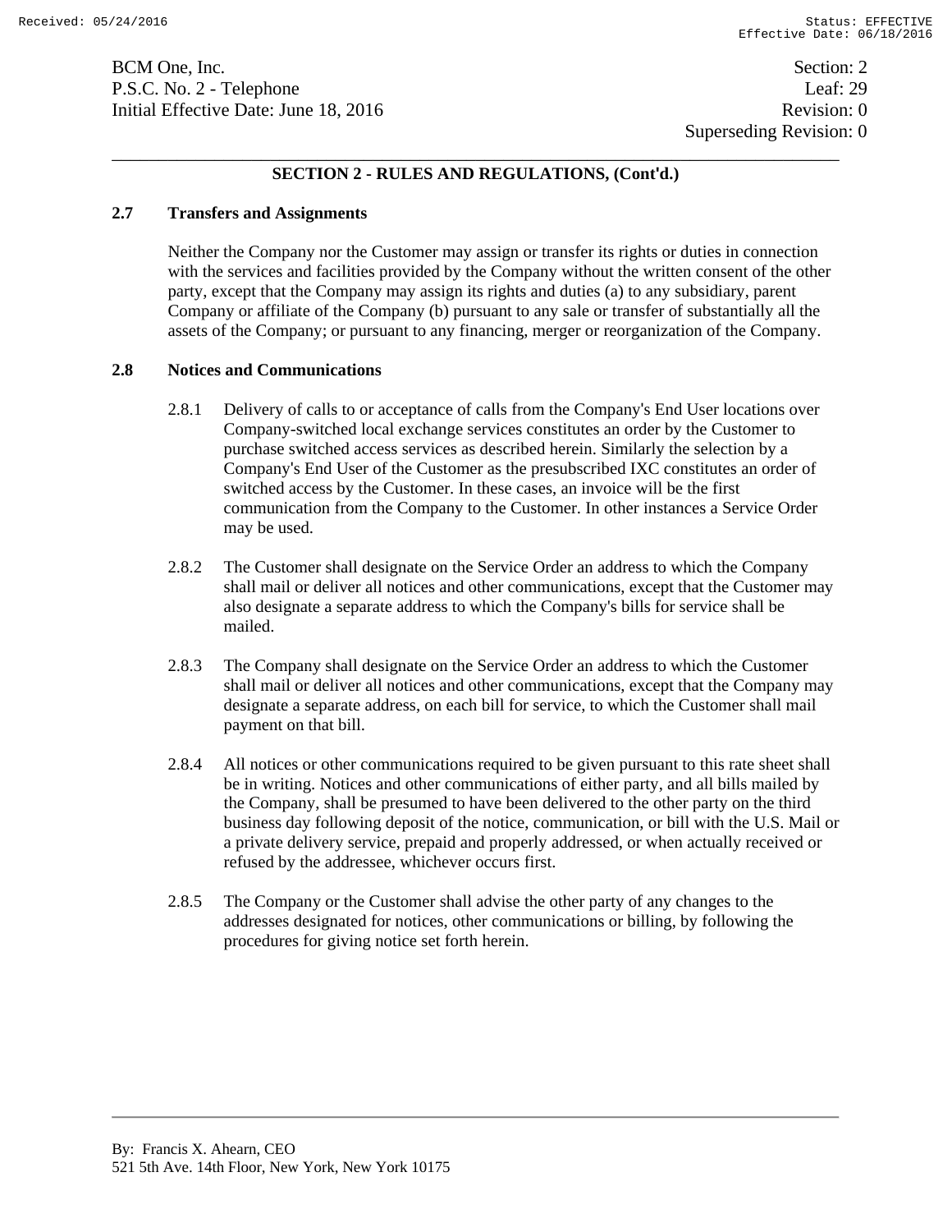BCM One, Inc.
P.S.C. No. 2 - Telephone
Initial Effective Date: June 18, 2016

Section: 2
Leaf: 29
Revision: 0
Superseding Revision: 0

## SECTION 2 - RULES AND REGULATIONS, (Cont'd.)

### 2.7 Transfers and Assignments

Neither the Company nor the Customer may assign or transfer its rights or duties in connection with the services and facilities provided by the Company without the written consent of the other party, except that the Company may assign its rights and duties (a) to any subsidiary, parent Company or affiliate of the Company (b) pursuant to any sale or transfer of substantially all the assets of the Company; or pursuant to any financing, merger or reorganization of the Company.

### 2.8 Notices and Communications

2.8.1 Delivery of calls to or acceptance of calls from the Company's End User locations over Company-switched local exchange services constitutes an order by the Customer to purchase switched access services as described herein. Similarly the selection by a Company's End User of the Customer as the presubscribed IXC constitutes an order of switched access by the Customer. In these cases, an invoice will be the first communication from the Company to the Customer. In other instances a Service Order may be used.

2.8.2 The Customer shall designate on the Service Order an address to which the Company shall mail or deliver all notices and other communications, except that the Customer may also designate a separate address to which the Company's bills for service shall be mailed.

2.8.3 The Company shall designate on the Service Order an address to which the Customer shall mail or deliver all notices and other communications, except that the Company may designate a separate address, on each bill for service, to which the Customer shall mail payment on that bill.

2.8.4 All notices or other communications required to be given pursuant to this rate sheet shall be in writing. Notices and other communications of either party, and all bills mailed by the Company, shall be presumed to have been delivered to the other party on the third business day following deposit of the notice, communication, or bill with the U.S. Mail or a private delivery service, prepaid and properly addressed, or when actually received or refused by the addressee, whichever occurs first.

2.8.5 The Company or the Customer shall advise the other party of any changes to the addresses designated for notices, other communications or billing, by following the procedures for giving notice set forth herein.

By: Francis X. Ahearn, CEO
521 5th Ave. 14th Floor, New York, New York 10175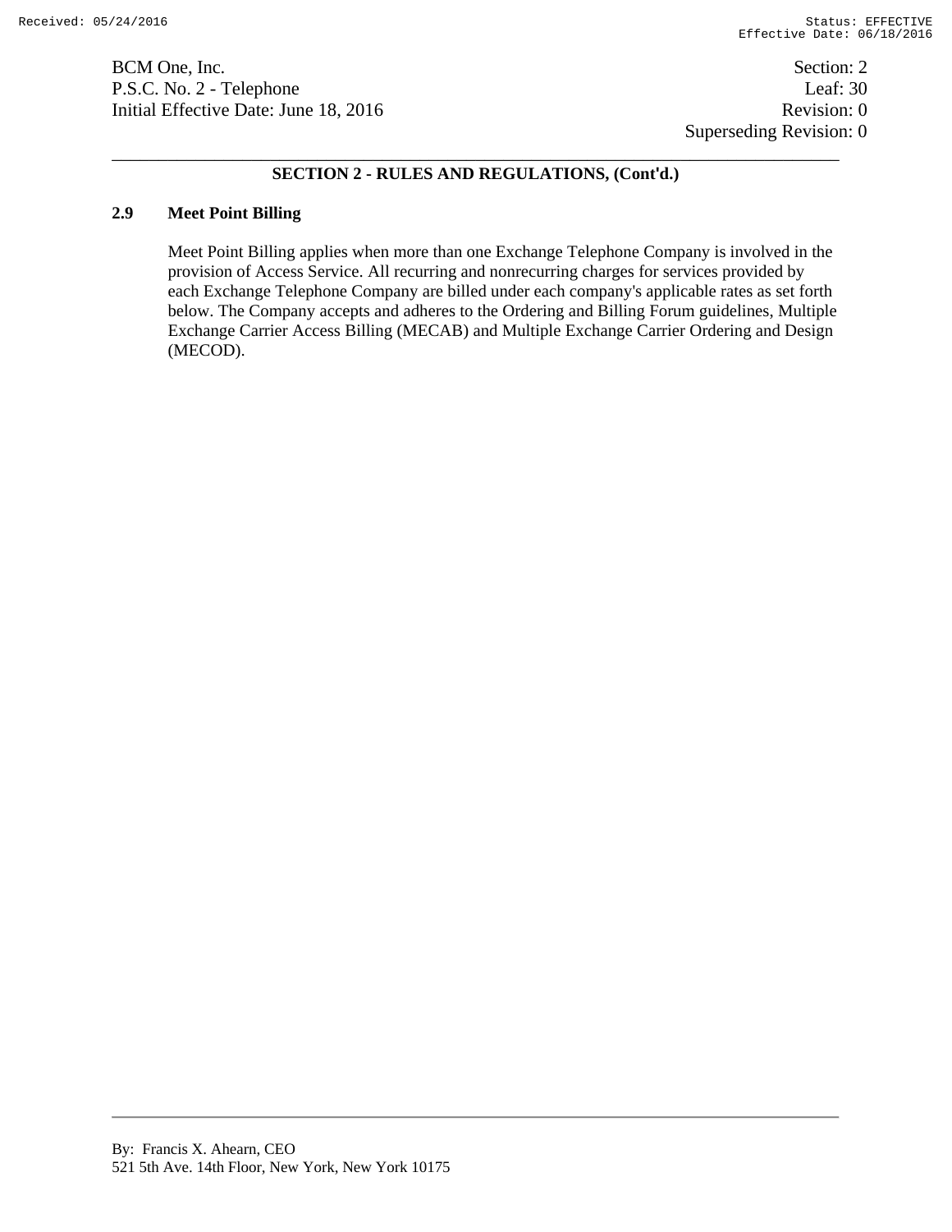## SECTION 2 - RULES AND REGULATIONS, (Cont'd.)

### 2.9 Meet Point Billing

Meet Point Billing applies when more than one Exchange Telephone Company is involved in the provision of Access Service. All recurring and nonrecurring charges for services provided by each Exchange Telephone Company are billed under each company's applicable rates as set forth below. The Company accepts and adheres to the Ordering and Billing Forum guidelines, Multiple Exchange Carrier Access Billing (MECAB) and Multiple Exchange Carrier Ordering and Design (MECOD).